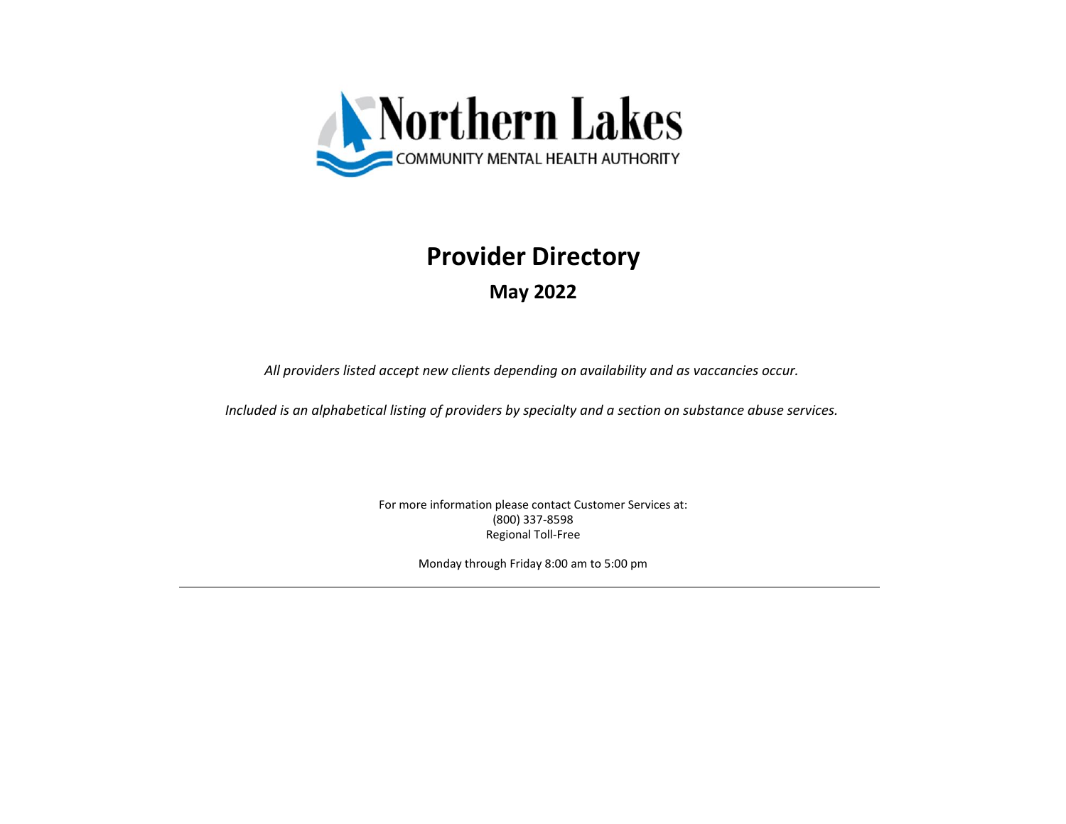Northern Lakes

COMMUNITY MENTAL HEALTH AUTHORITY

# Provider Directory

## May 2022

*All providers listed accept new clients depending on availability and as vaccancies occur.*

*Included is an alphabetical listing of providers by specialty and a section on substance abuse services.*

For more information please contact Customer Services at:
(800) 337-8598
Regional Toll-Free

Monday through Friday 8:00 am to 5:00 pm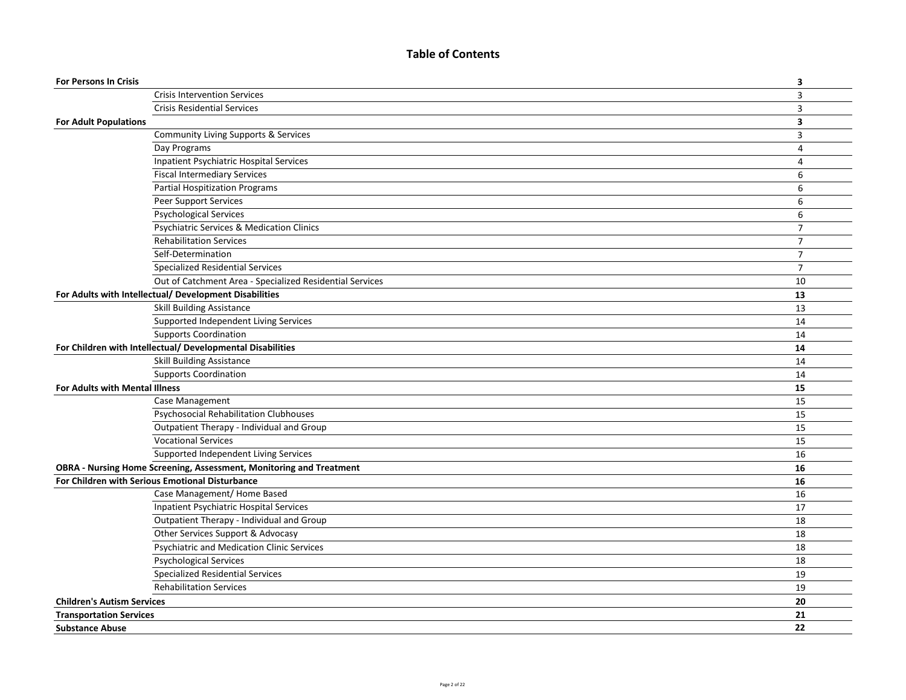# Table of Contents

| Section | Subsection | Page |
|---|---|---|
| **For Persons In Crisis** | | **3** |
| | Crisis Intervention Services | 3 |
| | Crisis Residential Services | 3 |
| **For Adult Populations** | | **3** |
| | Community Living Supports & Services | 3 |
| | Day Programs | 4 |
| | Inpatient Psychiatric Hospital Services | 4 |
| | Fiscal Intermediary Services | 6 |
| | Partial Hospitization Programs | 6 |
| | Peer Support Services | 6 |
| | Psychological Services | 6 |
| | Psychiatric Services & Medication Clinics | 7 |
| | Rehabilitation Services | 7 |
| | Self-Determination | 7 |
| | Specialized Residential Services | 7 |
| | Out of Catchment Area - Specialized Residential Services | 10 |
| **For Adults with Intellectual/ Development Disabilities** | | **13** |
| | Skill Building Assistance | 13 |
| | Supported Independent Living Services | 14 |
| | Supports Coordination | 14 |
| **For Children with Intellectual/ Developmental Disabilities** | | **14** |
| | Skill Building Assistance | 14 |
| | Supports Coordination | 14 |
| **For Adults with Mental Illness** | | **15** |
| | Case Management | 15 |
| | Psychosocial Rehabilitation Clubhouses | 15 |
| | Outpatient Therapy - Individual and Group | 15 |
| | Vocational Services | 15 |
| | Supported Independent Living Services | 16 |
| **OBRA - Nursing Home Screening, Assessment, Monitoring and Treatment** | | **16** |
| **For Children with Serious Emotional Disturbance** | | **16** |
| | Case Management/ Home Based | 16 |
| | Inpatient Psychiatric Hospital Services | 17 |
| | Outpatient Therapy - Individual and Group | 18 |
| | Other Services Support & Advocasy | 18 |
| | Psychiatric and Medication Clinic Services | 18 |
| | Psychological Services | 18 |
| | Specialized Residential Services | 19 |
| | Rehabilitation Services | 19 |
| **Children's Autism Services** | | **20** |
| **Transportation Services** | | **21** |
| **Substance Abuse** | | **22** |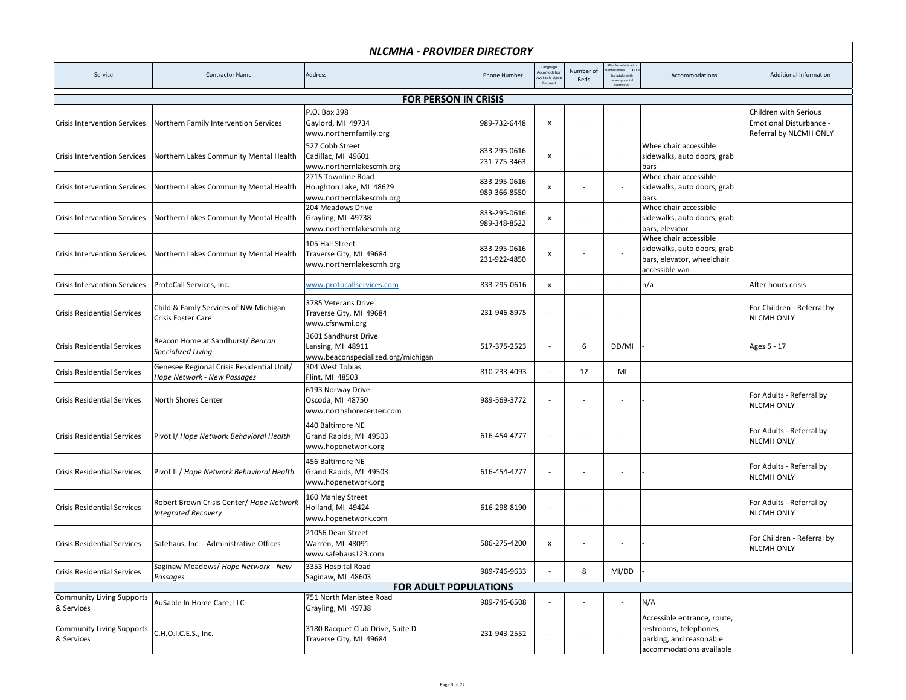# NLCMHA - PROVIDER DIRECTORY

| Service | Contractor Name | Address | Phone Number | Language Accomodation Available Upon Request | Number of Beds | MI = for adults with mental illness DD = for adults with developmental disabilities | Accommodations | Additional Information |
|---|---|---|---|---|---|---|---|---|
| **FOR PERSON IN CRISIS** | | | | | | | | |
| Crisis Intervention Services | Northern Family Intervention Services | P.O. Box 398<br>Gaylord, MI 49734<br>www.northernfamily.org | 989-732-6448 | x | - | - | - | Children with Serious Emotional Disturbance - Referral by NLCMH ONLY |
| Crisis Intervention Services | Northern Lakes Community Mental Health | 527 Cobb Street<br>Cadillac, MI 49601<br>www.northernlakescmh.org | 833-295-0616<br>231-775-3463 | x | - | - | Wheelchair accessible sidewalks, auto doors, grab bars | |
| Crisis Intervention Services | Northern Lakes Community Mental Health | 2715 Townline Road<br>Houghton Lake, MI 48629<br>www.northernlakescmh.org | 833-295-0616<br>989-366-8550 | x | - | - | Wheelchair accessible sidewalks, auto doors, grab bars | |
| Crisis Intervention Services | Northern Lakes Community Mental Health | 204 Meadows Drive<br>Grayling, MI 49738<br>www.northernlakescmh.org | 833-295-0616<br>989-348-8522 | x | - | - | Wheelchair accessible sidewalks, auto doors, grab bars, elevator | |
| Crisis Intervention Services | Northern Lakes Community Mental Health | 105 Hall Street<br>Traverse City, MI 49684<br>www.northernlakescmh.org | 833-295-0616<br>231-922-4850 | x | - | - | Wheelchair accessible sidewalks, auto doors, grab bars, elevator, wheelchair accessible van | |
| Crisis Intervention Services | ProtoCall Services, Inc. | www.protocallservices.com | 833-295-0616 | x | - | - | n/a | After hours crisis |
| Crisis Residential Services | Child & Famly Services of NW Michigan Crisis Foster Care | 3785 Veterans Drive<br>Traverse City, MI 49684<br>www.cfsnwmi.org | 231-946-8975 | - | - | - | - | For Children - Referral by NLCMH ONLY |
| Crisis Residential Services | Beacon Home at Sandhurst/ *Beacon Specialized Living* | 3601 Sandhurst Drive<br>Lansing, MI 48911<br>www.beaconspecialized.org/michigan | 517-375-2523 | - | 6 | DD/MI | - | Ages 5 - 17 |
| Crisis Residential Services | Genesee Regional Crisis Residential Unit/ *Hope Network - New Passages* | 304 West Tobias<br>Flint, MI 48503 | 810-233-4093 | - | 12 | MI | - | |
| Crisis Residential Services | North Shores Center | 6193 Norway Drive<br>Oscoda, MI 48750<br>www.northshorecenter.com | 989-569-3772 | - | - | - | - | For Adults - Referral by NLCMH ONLY |
| Crisis Residential Services | Pivot I/ *Hope Network Behavioral Health* | 440 Baltimore NE<br>Grand Rapids, MI 49503<br>www.hopenetwork.org | 616-454-4777 | - | - | - | - | For Adults - Referral by NLCMH ONLY |
| Crisis Residential Services | Pivot II / *Hope Network Behavioral Health* | 456 Baltimore NE<br>Grand Rapids, MI 49503<br>www.hopenetwork.org | 616-454-4777 | - | - | - | - | For Adults - Referral by NLCMH ONLY |
| Crisis Residential Services | Robert Brown Crisis Center/ *Hope Network Integrated Recovery* | 160 Manley Street<br>Holland, MI 49424<br>www.hopenetwork.com | 616-298-8190 | - | - | - | - | For Adults - Referral by NLCMH ONLY |
| Crisis Residential Services | Safehaus, Inc. - Administrative Offices | 21056 Dean Street<br>Warren, MI 48091<br>www.safehaus123.com | 586-275-4200 | x | - | - | - | For Children - Referral by NLCMH ONLY |
| Crisis Residential Services | Saginaw Meadows/ *Hope Network - New Passages* | 3353 Hospital Road<br>Saginaw, MI 48603 | 989-746-9633 | - | 8 | MI/DD | - | |
| **FOR ADULT POPULATIONS** | | | | | | | | |
| Community Living Supports & Services | AuSable In Home Care, LLC | 751 North Manistee Road<br>Grayling, MI 49738 | 989-745-6508 | - | - | - | N/A | |
| Community Living Supports & Services | C.H.O.I.C.E.S., Inc. | 3180 Racquet Club Drive, Suite D<br>Traverse City, MI 49684 | 231-943-2552 | - | - | - | Accessible entrance, route, restrooms, telephones, parking, and reasonable accommodations available | |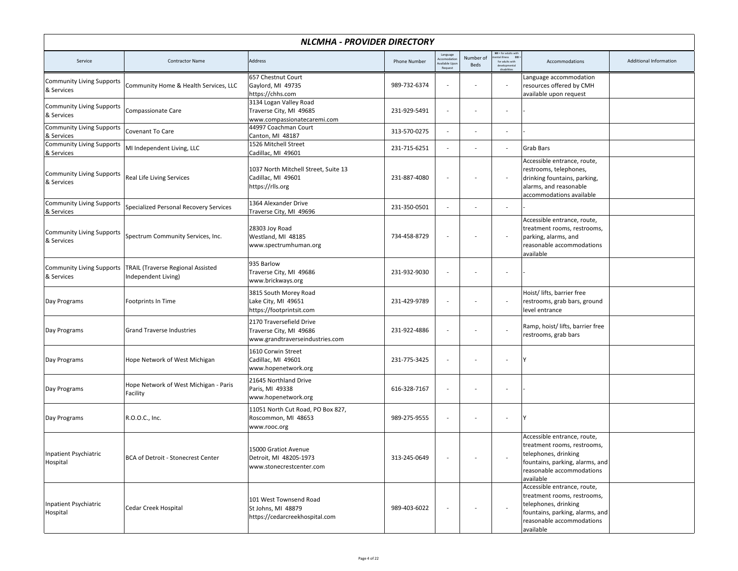## *NLCMHA - PROVIDER DIRECTORY*

| Service | Contractor Name | Address | Phone Number | Language Accomodation Available Upon Request | Number of Beds | MI = for adults with mental illness DD = for adults with developmental disabilities | Accommodations | Additional Information |
|---|---|---|---|---|---|---|---|---|
| Community Living Supports & Services | Community Home & Health Services, LLC | 657 Chestnut Court<br>Gaylord, MI 49735<br>https://chhs.com | 989-732-6374 | - | - | - | Language accommodation resources offered by CMH available upon request | |
| Community Living Supports & Services | Compassionate Care | 3134 Logan Valley Road<br>Traverse City, MI 49685<br>www.compassionatecaremi.com | 231-929-5491 | - | - | - | - | |
| Community Living Supports & Services | Covenant To Care | 44997 Coachman Court<br>Canton, MI 48187 | 313-570-0275 | - | - | - | - | |
| Community Living Supports & Services | MI Independent Living, LLC | 1526 Mitchell Street<br>Cadillac, MI 49601 | 231-715-6251 | - | - | - | Grab Bars | |
| Community Living Supports & Services | Real Life Living Services | 1037 North Mitchell Street, Suite 13<br>Cadillac, MI 49601<br>https://rlls.org | 231-887-4080 | - | - | - | Accessible entrance, route, restrooms, telephones, drinking fountains, parking, alarms, and reasonable accommodations available | |
| Community Living Supports & Services | Specialized Personal Recovery Services | 1364 Alexander Drive<br>Traverse City, MI 49696 | 231-350-0501 | - | - | - | - | |
| Community Living Supports & Services | Spectrum Community Services, Inc. | 28303 Joy Road<br>Westland, MI 48185<br>www.spectrumhuman.org | 734-458-8729 | - | - | - | Accessible entrance, route, treatment rooms, restrooms, parking, alarms, and reasonable accommodations available | |
| Community Living Supports & Services | TRAIL (Traverse Regional Assisted Independent Living) | 935 Barlow<br>Traverse City, MI 49686<br>www.brickways.org | 231-932-9030 | - | - | - | - | |
| Day Programs | Footprints In Time | 3815 South Morey Road<br>Lake City, MI 49651<br>https://footprintsit.com | 231-429-9789 | - | - | - | Hoist/ lifts, barrier free restrooms, grab bars, ground level entrance | |
| Day Programs | Grand Traverse Industries | 2170 Traversefield Drive<br>Traverse City, MI 49686<br>www.grandtraverseindustries.com | 231-922-4886 | - | - | - | Ramp, hoist/ lifts, barrier free restrooms, grab bars | |
| Day Programs | Hope Network of West Michigan | 1610 Corwin Street<br>Cadillac, MI 49601<br>www.hopenetwork.org | 231-775-3425 | - | - | - | Y | |
| Day Programs | Hope Network of West Michigan - Paris Facility | 21645 Northland Drive<br>Paris, MI 49338<br>www.hopenetwork.org | 616-328-7167 | - | - | - | - | |
| Day Programs | R.O.O.C., Inc. | 11051 North Cut Road, PO Box 827,<br>Roscommon, MI 48653<br>www.rooc.org | 989-275-9555 | - | - | - | Y | |
| Inpatient Psychiatric Hospital | BCA of Detroit - Stonecrest Center | 15000 Gratiot Avenue<br>Detroit, MI 48205-1973<br>www.stonecrestcenter.com | 313-245-0649 | - | - | - | Accessible entrance, route, treatment rooms, restrooms, telephones, drinking fountains, parking, alarms, and reasonable accommodations available | |
| Inpatient Psychiatric Hospital | Cedar Creek Hospital | 101 West Townsend Road<br>St Johns, MI 48879<br>https://cedarcreekhospital.com | 989-403-6022 | - | - | - | Accessible entrance, route, treatment rooms, restrooms, telephones, drinking fountains, parking, alarms, and reasonable accommodations available | |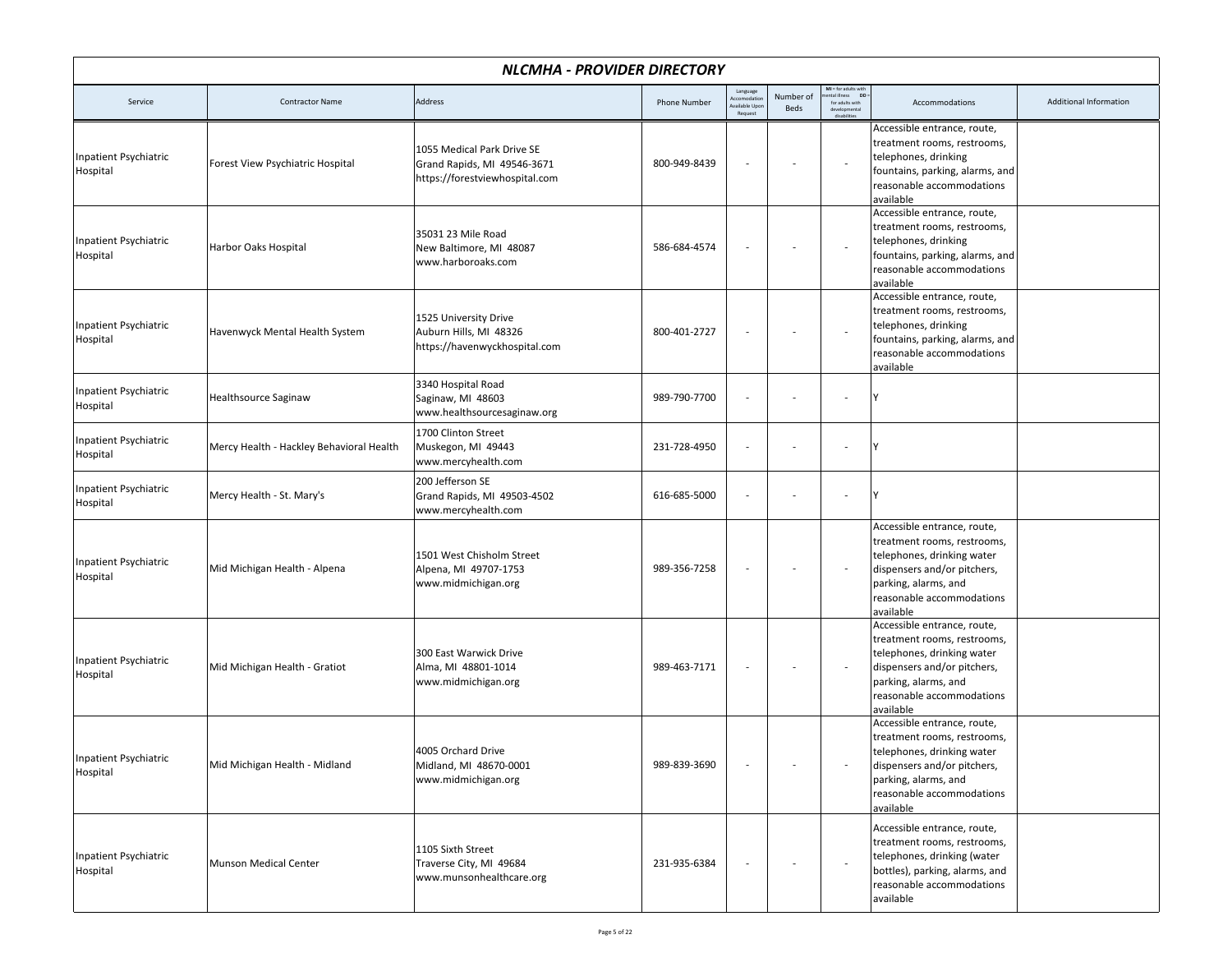# NLCMHA - PROVIDER DIRECTORY

| Service | Contractor Name | Address | Phone Number | Language Accomodation Available Upon Request | Number of Beds | MI = for adults with mental illness DD = for adults with developmental disabilities | Accommodations | Additional Information |
|---|---|---|---|---|---|---|---|---|
| Inpatient Psychiatric Hospital | Forest View Psychiatric Hospital | 1055 Medical Park Drive SE<br>Grand Rapids, MI 49546-3671<br>https://forestviewhospital.com | 800-949-8439 | - | - | - | Accessible entrance, route, treatment rooms, restrooms, telephones, drinking fountains, parking, alarms, and reasonable accommodations available | |
| Inpatient Psychiatric Hospital | Harbor Oaks Hospital | 35031 23 Mile Road<br>New Baltimore, MI 48087<br>www.harboroaks.com | 586-684-4574 | - | - | - | Accessible entrance, route, treatment rooms, restrooms, telephones, drinking fountains, parking, alarms, and reasonable accommodations available | |
| Inpatient Psychiatric Hospital | Havenwyck Mental Health System | 1525 University Drive<br>Auburn Hills, MI 48326<br>https://havenwyckhospital.com | 800-401-2727 | - | - | - | Accessible entrance, route, treatment rooms, restrooms, telephones, drinking fountains, parking, alarms, and reasonable accommodations available | |
| Inpatient Psychiatric Hospital | Healthsource Saginaw | 3340 Hospital Road<br>Saginaw, MI 48603<br>www.healthsourcesaginaw.org | 989-790-7700 | - | - | - | Y | |
| Inpatient Psychiatric Hospital | Mercy Health - Hackley Behavioral Health | 1700 Clinton Street<br>Muskegon, MI 49443<br>www.mercyhealth.com | 231-728-4950 | - | - | - | Y | |
| Inpatient Psychiatric Hospital | Mercy Health - St. Mary's | 200 Jefferson SE<br>Grand Rapids, MI 49503-4502<br>www.mercyhealth.com | 616-685-5000 | - | - | - | Y | |
| Inpatient Psychiatric Hospital | Mid Michigan Health - Alpena | 1501 West Chisholm Street<br>Alpena, MI 49707-1753<br>www.midmichigan.org | 989-356-7258 | - | - | - | Accessible entrance, route, treatment rooms, restrooms, telephones, drinking water dispensers and/or pitchers, parking, alarms, and reasonable accommodations available | |
| Inpatient Psychiatric Hospital | Mid Michigan Health - Gratiot | 300 East Warwick Drive<br>Alma, MI 48801-1014<br>www.midmichigan.org | 989-463-7171 | - | - | - | Accessible entrance, route, treatment rooms, restrooms, telephones, drinking water dispensers and/or pitchers, parking, alarms, and reasonable accommodations available | |
| Inpatient Psychiatric Hospital | Mid Michigan Health - Midland | 4005 Orchard Drive<br>Midland, MI 48670-0001<br>www.midmichigan.org | 989-839-3690 | - | - | - | Accessible entrance, route, treatment rooms, restrooms, telephones, drinking water dispensers and/or pitchers, parking, alarms, and reasonable accommodations available | |
| Inpatient Psychiatric Hospital | Munson Medical Center | 1105 Sixth Street<br>Traverse City, MI 49684<br>www.munsonhealthcare.org | 231-935-6384 | - | - | - | Accessible entrance, route, treatment rooms, restrooms, telephones, drinking (water bottles), parking, alarms, and reasonable accommodations available | |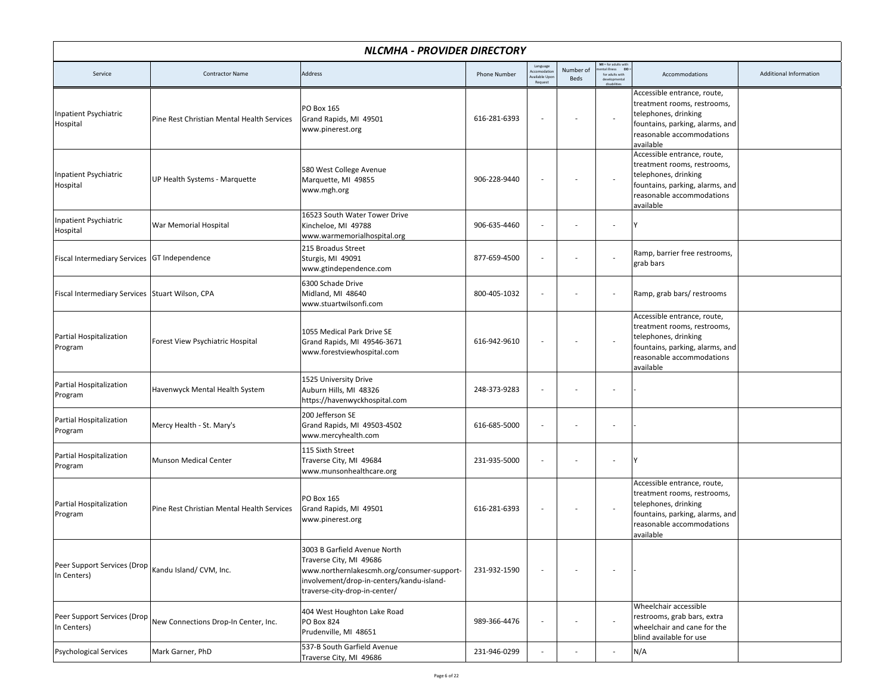## NLCMHA - PROVIDER DIRECTORY

| Service | Contractor Name | Address | Phone Number | Language Accomodation Available Upon Request | Number of Beds | MI = for adults with mental illness DD = for adults with developmental disabilities | Accommodations | Additional Information |
|---|---|---|---|---|---|---|---|---|
| Inpatient Psychiatric Hospital | Pine Rest Christian Mental Health Services | PO Box 165<br>Grand Rapids, MI 49501<br>www.pinerest.org | 616-281-6393 | - | - | - | Accessible entrance, route, treatment rooms, restrooms, telephones, drinking fountains, parking, alarms, and reasonable accommodations available | |
| Inpatient Psychiatric Hospital | UP Health Systems - Marquette | 580 West College Avenue<br>Marquette, MI 49855<br>www.mgh.org | 906-228-9440 | - | - | - | Accessible entrance, route, treatment rooms, restrooms, telephones, drinking fountains, parking, alarms, and reasonable accommodations available | |
| Inpatient Psychiatric Hospital | War Memorial Hospital | 16523 South Water Tower Drive<br>Kincheloe, MI 49788<br>www.warmemorialhospital.org | 906-635-4460 | - | - | - | Y | |
| Fiscal Intermediary Services | GT Independence | 215 Broadus Street<br>Sturgis, MI 49091<br>www.gtindependence.com | 877-659-4500 | - | - | - | Ramp, barrier free restrooms, grab bars | |
| Fiscal Intermediary Services | Stuart Wilson, CPA | 6300 Schade Drive<br>Midland, MI 48640<br>www.stuartwilsonfi.com | 800-405-1032 | - | - | - | Ramp, grab bars/ restrooms | |
| Partial Hospitalization Program | Forest View Psychiatric Hospital | 1055 Medical Park Drive SE<br>Grand Rapids, MI 49546-3671<br>www.forestviewhospital.com | 616-942-9610 | - | - | - | Accessible entrance, route, treatment rooms, restrooms, telephones, drinking fountains, parking, alarms, and reasonable accommodations available | |
| Partial Hospitalization Program | Havenwyck Mental Health System | 1525 University Drive<br>Auburn Hills, MI 48326<br>https://havenwyckhospital.com | 248-373-9283 | - | - | - | - | |
| Partial Hospitalization Program | Mercy Health - St. Mary's | 200 Jefferson SE<br>Grand Rapids, MI 49503-4502<br>www.mercyhealth.com | 616-685-5000 | - | - | - | - | |
| Partial Hospitalization Program | Munson Medical Center | 115 Sixth Street<br>Traverse City, MI 49684<br>www.munsonhealthcare.org | 231-935-5000 | - | - | - | Y | |
| Partial Hospitalization Program | Pine Rest Christian Mental Health Services | PO Box 165<br>Grand Rapids, MI 49501<br>www.pinerest.org | 616-281-6393 | - | - | - | Accessible entrance, route, treatment rooms, restrooms, telephones, drinking fountains, parking, alarms, and reasonable accommodations available | |
| Peer Support Services (Drop In Centers) | Kandu Island/ CVM, Inc. | 3003 B Garfield Avenue North<br>Traverse City, MI 49686<br>www.northernlakescmh.org/consumer-support-involvement/drop-in-centers/kandu-island-traverse-city-drop-in-center/ | 231-932-1590 | - | - | - | - | |
| Peer Support Services (Drop In Centers) | New Connections Drop-In Center, Inc. | 404 West Houghton Lake Road<br>PO Box 824<br>Prudenville, MI 48651 | 989-366-4476 | - | - | - | Wheelchair accessible restrooms, grab bars, extra wheelchair and cane for the blind available for use | |
| Psychological Services | Mark Garner, PhD | 537-B South Garfield Avenue<br>Traverse City, MI 49686 | 231-946-0299 | - | - | - | N/A | |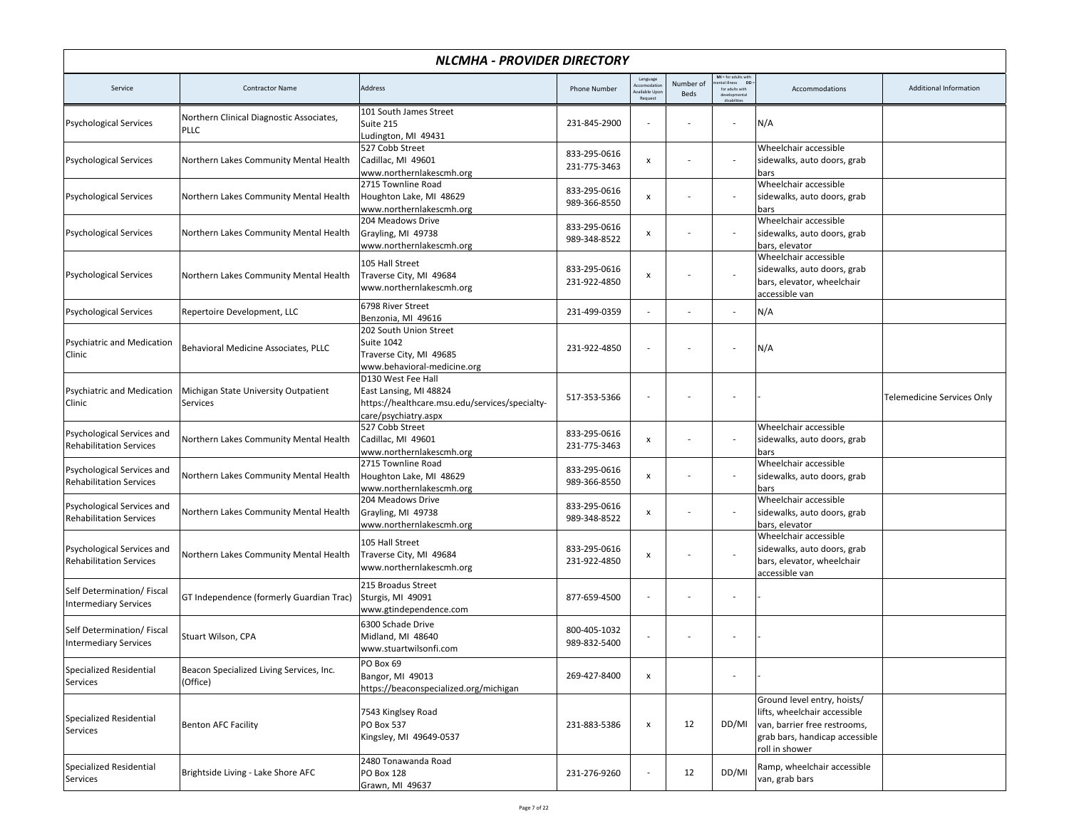# NLCMHA - PROVIDER DIRECTORY

| Service | Contractor Name | Address | Phone Number | Language Accomodation Available Upon Request | Number of Beds | MI = for adults with mental illness DD = for adults with developmental disabilities | Accommodations | Additional Information |
|---|---|---|---|---|---|---|---|---|
| Psychological Services | Northern Clinical Diagnostic Associates, PLLC | 101 South James Street<br>Suite 215<br>Ludington, MI 49431 | 231-845-2900 | - | - | - | N/A | |
| Psychological Services | Northern Lakes Community Mental Health | 527 Cobb Street<br>Cadillac, MI 49601<br>www.northernlakescmh.org | 833-295-0616<br>231-775-3463 | x | - | - | Wheelchair accessible sidewalks, auto doors, grab bars | |
| Psychological Services | Northern Lakes Community Mental Health | 2715 Townline Road<br>Houghton Lake, MI 48629<br>www.northernlakescmh.org | 833-295-0616<br>989-366-8550 | x | - | - | Wheelchair accessible sidewalks, auto doors, grab bars | |
| Psychological Services | Northern Lakes Community Mental Health | 204 Meadows Drive<br>Grayling, MI 49738<br>www.northernlakescmh.org | 833-295-0616<br>989-348-8522 | x | - | - | Wheelchair accessible sidewalks, auto doors, grab bars, elevator | |
| Psychological Services | Northern Lakes Community Mental Health | 105 Hall Street<br>Traverse City, MI 49684<br>www.northernlakescmh.org | 833-295-0616<br>231-922-4850 | x | - | - | Wheelchair accessible sidewalks, auto doors, grab bars, elevator, wheelchair accessible van | |
| Psychological Services | Repertoire Development, LLC | 6798 River Street<br>Benzonia, MI 49616 | 231-499-0359 | - | - | - | N/A | |
| Psychiatric and Medication Clinic | Behavioral Medicine Associates, PLLC | 202 South Union Street<br>Suite 1042<br>Traverse City, MI 49685<br>www.behavioral-medicine.org | 231-922-4850 | - | - | - | N/A | |
| Psychiatric and Medication Clinic | Michigan State University Outpatient Services | D130 West Fee Hall<br>East Lansing, MI 48824<br>https://healthcare.msu.edu/services/specialty-care/psychiatry.aspx | 517-353-5366 | - | - | - | - | Telemedicine Services Only |
| Psychological Services and Rehabilitation Services | Northern Lakes Community Mental Health | 527 Cobb Street<br>Cadillac, MI 49601<br>www.northernlakescmh.org | 833-295-0616<br>231-775-3463 | x | - | - | Wheelchair accessible sidewalks, auto doors, grab bars | |
| Psychological Services and Rehabilitation Services | Northern Lakes Community Mental Health | 2715 Townline Road<br>Houghton Lake, MI 48629<br>www.northernlakescmh.org | 833-295-0616<br>989-366-8550 | x | - | - | Wheelchair accessible sidewalks, auto doors, grab bars | |
| Psychological Services and Rehabilitation Services | Northern Lakes Community Mental Health | 204 Meadows Drive<br>Grayling, MI 49738<br>www.northernlakescmh.org | 833-295-0616<br>989-348-8522 | x | - | - | Wheelchair accessible sidewalks, auto doors, grab bars, elevator | |
| Psychological Services and Rehabilitation Services | Northern Lakes Community Mental Health | 105 Hall Street<br>Traverse City, MI 49684<br>www.northernlakescmh.org | 833-295-0616<br>231-922-4850 | x | - | - | Wheelchair accessible sidewalks, auto doors, grab bars, elevator, wheelchair accessible van | |
| Self Determination/ Fiscal Intermediary Services | GT Independence (formerly Guardian Trac) | 215 Broadus Street<br>Sturgis, MI 49091<br>www.gtindependence.com | 877-659-4500 | - | - | - | - | |
| Self Determination/ Fiscal Intermediary Services | Stuart Wilson, CPA | 6300 Schade Drive<br>Midland, MI 48640<br>www.stuartwilsonfi.com | 800-405-1032<br>989-832-5400 | - | - | - | - | |
| Specialized Residential Services | Beacon Specialized Living Services, Inc. (Office) | PO Box 69<br>Bangor, MI 49013<br>https://beaconspecialized.org/michigan | 269-427-8400 | x | | - | - | |
| Specialized Residential Services | Benton AFC Facility | 7543 Kinglsey Road<br>PO Box 537<br>Kingsley, MI 49649-0537 | 231-883-5386 | x | 12 | DD/MI | Ground level entry, hoists/ lifts, wheelchair accessible van, barrier free restrooms, grab bars, handicap accessible roll in shower | |
| Specialized Residential Services | Brightside Living - Lake Shore AFC | 2480 Tonawanda Road<br>PO Box 128<br>Grawn, MI 49637 | 231-276-9260 | - | 12 | DD/MI | Ramp, wheelchair accessible van, grab bars | |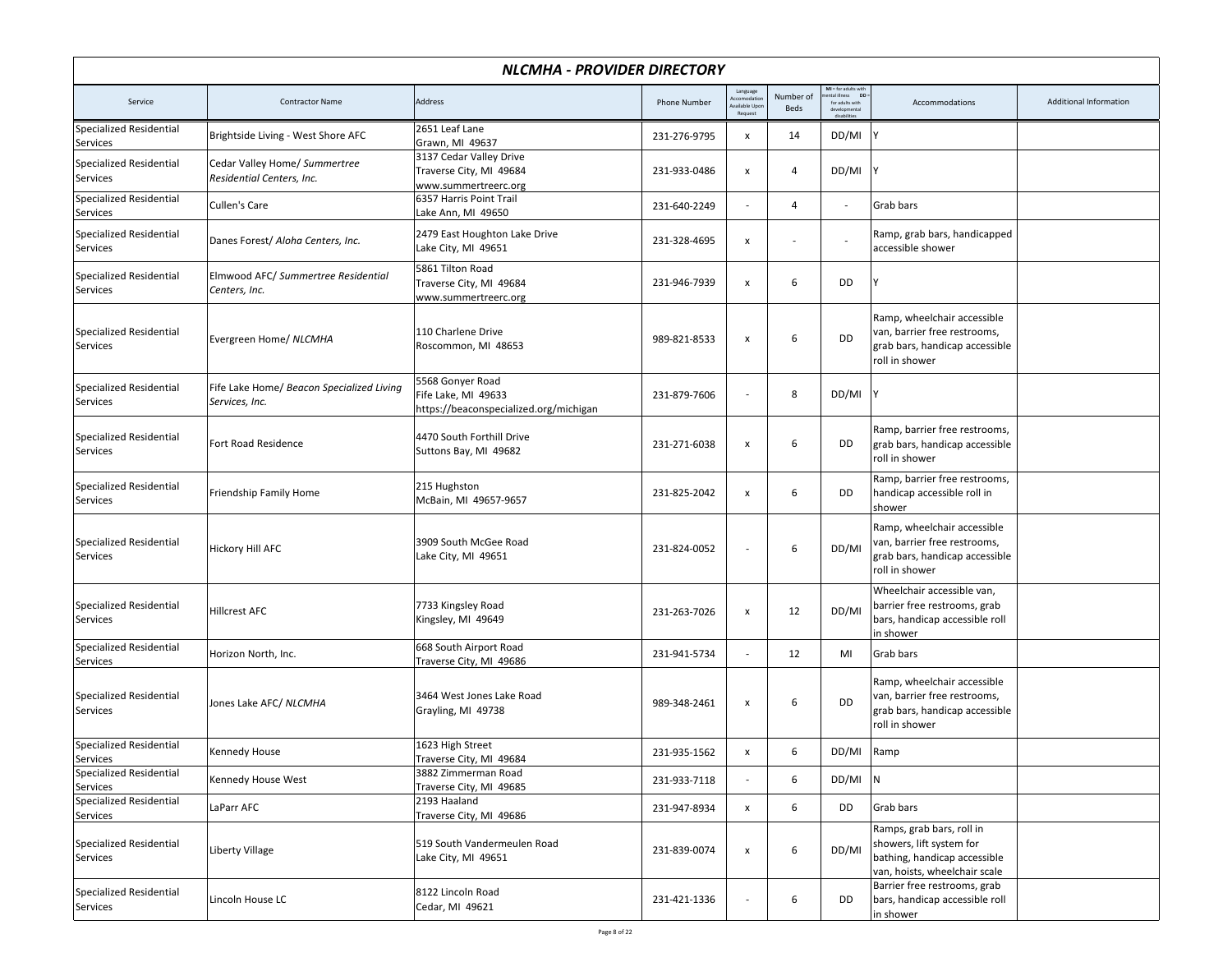## NLCMHA - PROVIDER DIRECTORY

| Service | Contractor Name | Address | Phone Number | Language Accomodation Available Upon Request | Number of Beds | MI = for adults with mental illness DD = for adults with developmental disabilities | Accommodations | Additional Information |
|---|---|---|---|---|---|---|---|---|
| Specialized Residential Services | Brightside Living - West Shore AFC | 2651 Leaf Lane<br>Grawn, MI 49637 | 231-276-9795 | x | 14 | DD/MI | Y | |
| Specialized Residential Services | Cedar Valley Home/ *Summertree Residential Centers, Inc.* | 3137 Cedar Valley Drive<br>Traverse City, MI 49684<br>www.summertreerc.org | 231-933-0486 | x | 4 | DD/MI | Y | |
| Specialized Residential Services | Cullen's Care | 6357 Harris Point Trail<br>Lake Ann, MI 49650 | 231-640-2249 | - | 4 | - | Grab bars | |
| Specialized Residential Services | Danes Forest/ *Aloha Centers, Inc.* | 2479 East Houghton Lake Drive<br>Lake City, MI 49651 | 231-328-4695 | x | - | - | Ramp, grab bars, handicapped accessible shower | |
| Specialized Residential Services | Elmwood AFC/ *Summertree Residential Centers, Inc.* | 5861 Tilton Road<br>Traverse City, MI 49684<br>www.summertreerc.org | 231-946-7939 | x | 6 | DD | Y | |
| Specialized Residential Services | Evergreen Home/ *NLCMHA* | 110 Charlene Drive<br>Roscommon, MI 48653 | 989-821-8533 | x | 6 | DD | Ramp, wheelchair accessible van, barrier free restrooms, grab bars, handicap accessible roll in shower | |
| Specialized Residential Services | Fife Lake Home/ *Beacon Specialized Living Services, Inc.* | 5568 Gonyer Road<br>Fife Lake, MI 49633<br>https://beaconspecialized.org/michigan | 231-879-7606 | - | 8 | DD/MI | Y | |
| Specialized Residential Services | Fort Road Residence | 4470 South Forthill Drive<br>Suttons Bay, MI 49682 | 231-271-6038 | x | 6 | DD | Ramp, barrier free restrooms, grab bars, handicap accessible roll in shower | |
| Specialized Residential Services | Friendship Family Home | 215 Hughston<br>McBain, MI 49657-9657 | 231-825-2042 | x | 6 | DD | Ramp, barrier free restrooms, handicap accessible roll in shower | |
| Specialized Residential Services | Hickory Hill AFC | 3909 South McGee Road<br>Lake City, MI 49651 | 231-824-0052 | - | 6 | DD/MI | Ramp, wheelchair accessible van, barrier free restrooms, grab bars, handicap accessible roll in shower | |
| Specialized Residential Services | Hillcrest AFC | 7733 Kingsley Road<br>Kingsley, MI 49649 | 231-263-7026 | x | 12 | DD/MI | Wheelchair accessible van, barrier free restrooms, grab bars, handicap accessible roll in shower | |
| Specialized Residential Services | Horizon North, Inc. | 668 South Airport Road<br>Traverse City, MI 49686 | 231-941-5734 | - | 12 | MI | Grab bars | |
| Specialized Residential Services | Jones Lake AFC/ *NLCMHA* | 3464 West Jones Lake Road<br>Grayling, MI 49738 | 989-348-2461 | x | 6 | DD | Ramp, wheelchair accessible van, barrier free restrooms, grab bars, handicap accessible roll in shower | |
| Specialized Residential Services | Kennedy House | 1623 High Street<br>Traverse City, MI 49684 | 231-935-1562 | x | 6 | DD/MI | Ramp | |
| Specialized Residential Services | Kennedy House West | 3882 Zimmerman Road<br>Traverse City, MI 49685 | 231-933-7118 | - | 6 | DD/MI | N | |
| Specialized Residential Services | LaParr AFC | 2193 Haaland<br>Traverse City, MI 49686 | 231-947-8934 | x | 6 | DD | Grab bars | |
| Specialized Residential Services | Liberty Village | 519 South Vandermeulen Road<br>Lake City, MI 49651 | 231-839-0074 | x | 6 | DD/MI | Ramps, grab bars, roll in showers, lift system for bathing, handicap accessible van, hoists, wheelchair scale | |
| Specialized Residential Services | Lincoln House LC | 8122 Lincoln Road<br>Cedar, MI 49621 | 231-421-1336 | - | 6 | DD | Barrier free restrooms, grab bars, handicap accessible roll in shower | |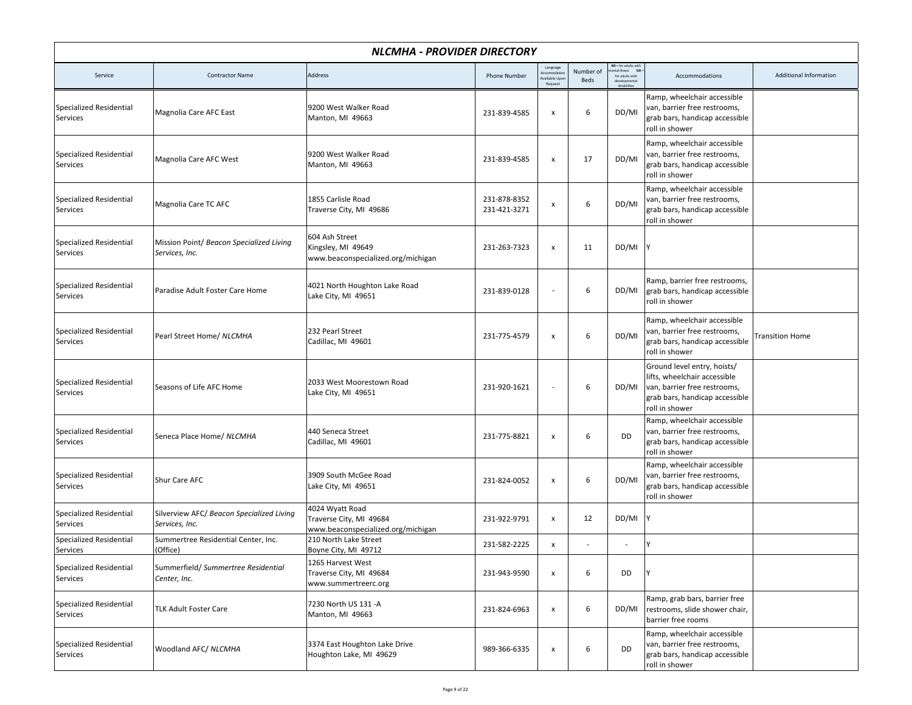# NLCMHA - PROVIDER DIRECTORY

| Service | Contractor Name | Address | Phone Number | Language Accomodation Available Upon Request | Number of Beds | MI = for adults with mental illness DD = for adults with developmental disabilities | Accommodations | Additional Information |
|---|---|---|---|---|---|---|---|---|
| Specialized Residential Services | Magnolia Care AFC East | 9200 West Walker Road<br>Manton, MI 49663 | 231-839-4585 | x | 6 | DD/MI | Ramp, wheelchair accessible van, barrier free restrooms, grab bars, handicap accessible roll in shower | |
| Specialized Residential Services | Magnolia Care AFC West | 9200 West Walker Road<br>Manton, MI 49663 | 231-839-4585 | x | 17 | DD/MI | Ramp, wheelchair accessible van, barrier free restrooms, grab bars, handicap accessible roll in shower | |
| Specialized Residential Services | Magnolia Care TC AFC | 1855 Carlisle Road<br>Traverse City, MI 49686 | 231-878-8352<br>231-421-3271 | x | 6 | DD/MI | Ramp, wheelchair accessible van, barrier free restrooms, grab bars, handicap accessible roll in shower | |
| Specialized Residential Services | Mission Point/ *Beacon Specialized Living Services, Inc.* | 604 Ash Street<br>Kingsley, MI 49649<br>www.beaconspecialized.org/michigan | 231-263-7323 | x | 11 | DD/MI | Y | |
| Specialized Residential Services | Paradise Adult Foster Care Home | 4021 North Houghton Lake Road<br>Lake City, MI 49651 | 231-839-0128 | - | 6 | DD/MI | Ramp, barrier free restrooms, grab bars, handicap accessible roll in shower | |
| Specialized Residential Services | Pearl Street Home/ *NLCMHA* | 232 Pearl Street<br>Cadillac, MI 49601 | 231-775-4579 | x | 6 | DD/MI | Ramp, wheelchair accessible van, barrier free restrooms, grab bars, handicap accessible roll in shower | Transition Home |
| Specialized Residential Services | Seasons of Life AFC Home | 2033 West Moorestown Road<br>Lake City, MI 49651 | 231-920-1621 | - | 6 | DD/MI | Ground level entry, hoists/ lifts, wheelchair accessible van, barrier free restrooms, grab bars, handicap accessible roll in shower | |
| Specialized Residential Services | Seneca Place Home/ *NLCMHA* | 440 Seneca Street<br>Cadillac, MI 49601 | 231-775-8821 | x | 6 | DD | Ramp, wheelchair accessible van, barrier free restrooms, grab bars, handicap accessible roll in shower | |
| Specialized Residential Services | Shur Care AFC | 3909 South McGee Road<br>Lake City, MI 49651 | 231-824-0052 | x | 6 | DD/MI | Ramp, wheelchair accessible van, barrier free restrooms, grab bars, handicap accessible roll in shower | |
| Specialized Residential Services | Silverview AFC/ *Beacon Specialized Living Services, Inc.* | 4024 Wyatt Road<br>Traverse City, MI 49684<br>www.beaconspecialized.org/michigan | 231-922-9791 | x | 12 | DD/MI | Y | |
| Specialized Residential Services | Summertree Residential Center, Inc. (Office) | 210 North Lake Street<br>Boyne City, MI 49712 | 231-582-2225 | x | - | - | Y | |
| Specialized Residential Services | Summerfield/ *Summertree Residential Center, Inc.* | 1265 Harvest West<br>Traverse City, MI 49684<br>www.summertreerc.org | 231-943-9590 | x | 6 | DD | Y | |
| Specialized Residential Services | TLK Adult Foster Care | 7230 North US 131 -A<br>Manton, MI 49663 | 231-824-6963 | x | 6 | DD/MI | Ramp, grab bars, barrier free restrooms, slide shower chair, barrier free rooms | |
| Specialized Residential Services | Woodland AFC/ *NLCMHA* | 3374 East Houghton Lake Drive<br>Houghton Lake, MI 49629 | 989-366-6335 | x | 6 | DD | Ramp, wheelchair accessible van, barrier free restrooms, grab bars, handicap accessible roll in shower | |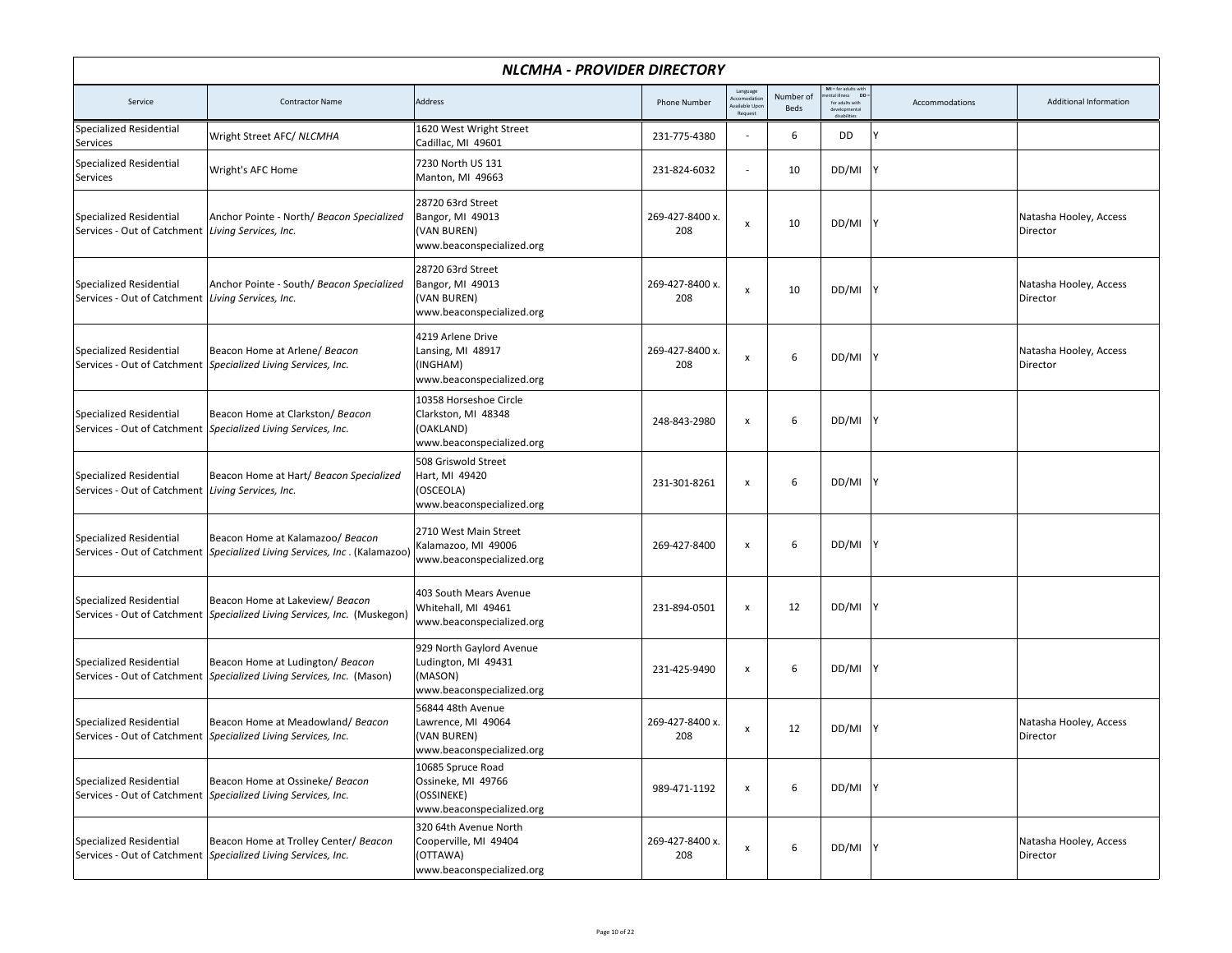## *NLCMHA - PROVIDER DIRECTORY*

| Service | Contractor Name | Address | Phone Number | Language Accomodation Available Upon Request | Number of Beds | MI = for adults with mental illness DD = for adults with developmental disabilities | Accommodations | Additional Information |
|---|---|---|---|---|---|---|---|---|
| Specialized Residential Services | Wright Street AFC/ *NLCMHA* | 1620 West Wright Street<br>Cadillac, MI 49601 | 231-775-4380 | - | 6 | DD | Y | |
| Specialized Residential Services | Wright's AFC Home | 7230 North US 131<br>Manton, MI 49663 | 231-824-6032 | - | 10 | DD/MI | Y | |
| Specialized Residential Services - Out of Catchment | Anchor Pointe - North/ *Beacon Specialized Living Services, Inc.* | 28720 63rd Street<br>Bangor, MI 49013<br>(VAN BUREN)<br>www.beaconspecialized.org | 269-427-8400 x. 208 | x | 10 | DD/MI | Y | Natasha Hooley, Access Director |
| Specialized Residential Services - Out of Catchment | Anchor Pointe - South/ *Beacon Specialized Living Services, Inc.* | 28720 63rd Street<br>Bangor, MI 49013<br>(VAN BUREN)<br>www.beaconspecialized.org | 269-427-8400 x. 208 | x | 10 | DD/MI | Y | Natasha Hooley, Access Director |
| Specialized Residential Services - Out of Catchment | Beacon Home at Arlene/ *Beacon Specialized Living Services, Inc.* | 4219 Arlene Drive<br>Lansing, MI 48917<br>(INGHAM)<br>www.beaconspecialized.org | 269-427-8400 x. 208 | x | 6 | DD/MI | Y | Natasha Hooley, Access Director |
| Specialized Residential Services - Out of Catchment | Beacon Home at Clarkston/ *Beacon Specialized Living Services, Inc.* | 10358 Horseshoe Circle<br>Clarkston, MI 48348<br>(OAKLAND)<br>www.beaconspecialized.org | 248-843-2980 | x | 6 | DD/MI | Y | |
| Specialized Residential Services - Out of Catchment | Beacon Home at Hart/ *Beacon Specialized Living Services, Inc.* | 508 Griswold Street<br>Hart, MI 49420<br>(OSCEOLA)<br>www.beaconspecialized.org | 231-301-8261 | x | 6 | DD/MI | Y | |
| Specialized Residential Services - Out of Catchment | Beacon Home at Kalamazoo/ *Beacon Specialized Living Services, Inc*. (Kalamazoo) | 2710 West Main Street<br>Kalamazoo, MI 49006<br>www.beaconspecialized.org | 269-427-8400 | x | 6 | DD/MI | Y | |
| Specialized Residential Services - Out of Catchment | Beacon Home at Lakeview/ *Beacon Specialized Living Services, Inc.* (Muskegon) | 403 South Mears Avenue<br>Whitehall, MI 49461<br>www.beaconspecialized.org | 231-894-0501 | x | 12 | DD/MI | Y | |
| Specialized Residential Services - Out of Catchment | Beacon Home at Ludington/ *Beacon Specialized Living Services, Inc.* (Mason) | 929 North Gaylord Avenue<br>Ludington, MI 49431<br>(MASON)<br>www.beaconspecialized.org | 231-425-9490 | x | 6 | DD/MI | Y | |
| Specialized Residential Services - Out of Catchment | Beacon Home at Meadowland/ *Beacon Specialized Living Services, Inc.* | 56844 48th Avenue<br>Lawrence, MI 49064<br>(VAN BUREN)<br>www.beaconspecialized.org | 269-427-8400 x. 208 | x | 12 | DD/MI | Y | Natasha Hooley, Access Director |
| Specialized Residential Services - Out of Catchment | Beacon Home at Ossineke/ *Beacon Specialized Living Services, Inc.* | 10685 Spruce Road<br>Ossineke, MI 49766<br>(OSSINEKE)<br>www.beaconspecialized.org | 989-471-1192 | x | 6 | DD/MI | Y | |
| Specialized Residential Services - Out of Catchment | Beacon Home at Trolley Center/ *Beacon Specialized Living Services, Inc.* | 320 64th Avenue North<br>Cooperville, MI 49404<br>(OTTAWA)<br>www.beaconspecialized.org | 269-427-8400 x. 208 | x | 6 | DD/MI | Y | Natasha Hooley, Access Director |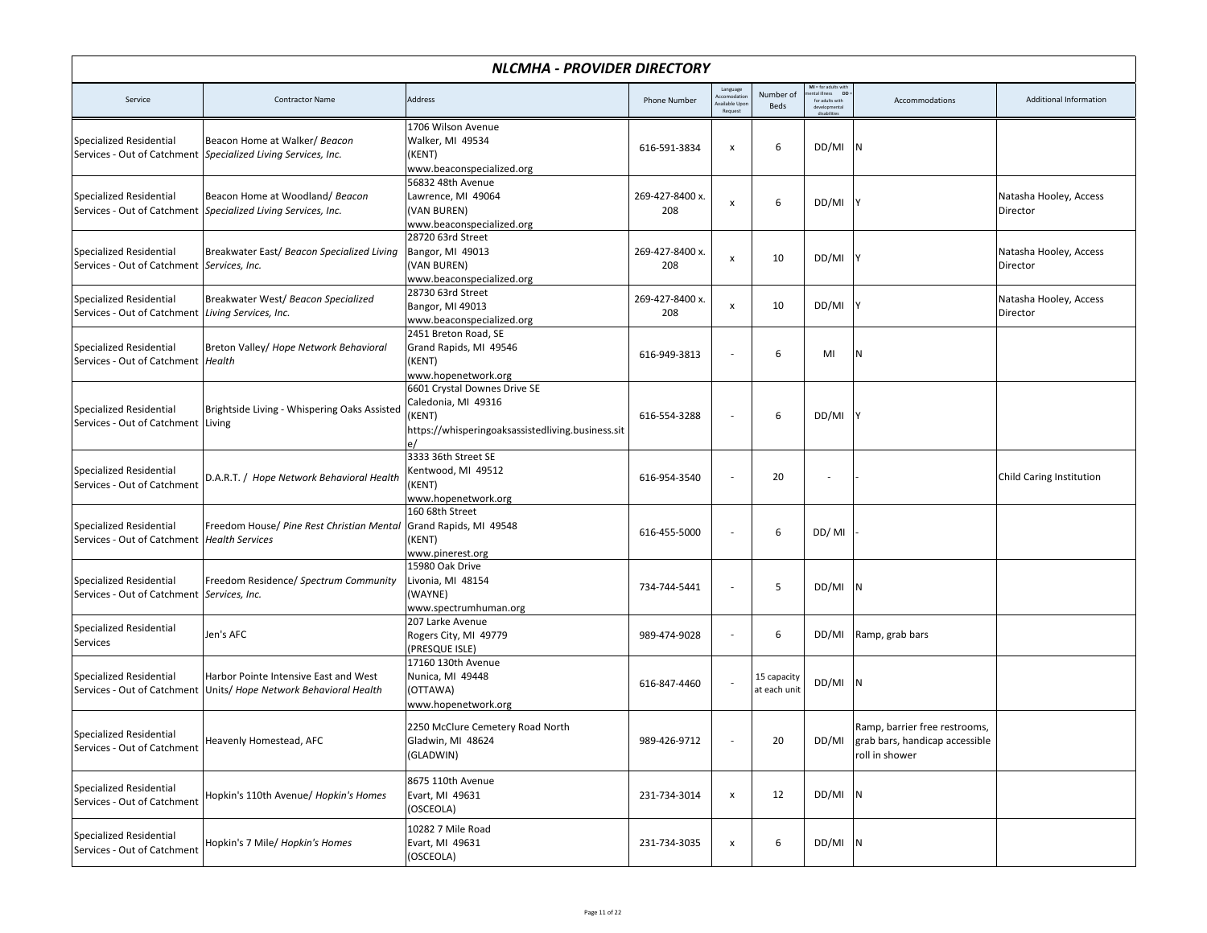# NLCMHA - PROVIDER DIRECTORY

| Service | Contractor Name | Address | Phone Number | Language Accomodation Available Upon Request | Number of Beds | MI = for adults with mental illness DD = for adults with developmental disabilities | Accommodations | Additional Information |
|---|---|---|---|---|---|---|---|---|
| Specialized Residential Services - Out of Catchment | Beacon Home at Walker/ *Beacon Specialized Living Services, Inc.* | 1706 Wilson Avenue<br>Walker, MI 49534<br>(KENT)<br>www.beaconspecialized.org | 616-591-3834 | x | 6 | DD/MI | N | |
| Specialized Residential Services - Out of Catchment | Beacon Home at Woodland/ *Beacon Specialized Living Services, Inc.* | 56832 48th Avenue<br>Lawrence, MI 49064<br>(VAN BUREN)<br>www.beaconspecialized.org | 269-427-8400 x. 208 | x | 6 | DD/MI | Y | Natasha Hooley, Access Director |
| Specialized Residential Services - Out of Catchment | Breakwater East/ *Beacon Specialized Living Services, Inc.* | 28720 63rd Street<br>Bangor, MI 49013<br>(VAN BUREN)<br>www.beaconspecialized.org | 269-427-8400 x. 208 | x | 10 | DD/MI | Y | Natasha Hooley, Access Director |
| Specialized Residential Services - Out of Catchment | Breakwater West/ *Beacon Specialized Living Services, Inc.* | 28730 63rd Street<br>Bangor, MI 49013<br>www.beaconspecialized.org | 269-427-8400 x. 208 | x | 10 | DD/MI | Y | Natasha Hooley, Access Director |
| Specialized Residential Services - Out of Catchment | Breton Valley/ *Hope Network Behavioral Health* | 2451 Breton Road, SE<br>Grand Rapids, MI 49546<br>(KENT)<br>www.hopenetwork.org | 616-949-3813 | - | 6 | MI | N | |
| Specialized Residential Services - Out of Catchment | Brightside Living - Whispering Oaks Assisted Living | 6601 Crystal Downes Drive SE<br>Caledonia, MI 49316<br>(KENT)<br>https://whisperingoaksassistedliving.business.site/ | 616-554-3288 | - | 6 | DD/MI | Y | |
| Specialized Residential Services - Out of Catchment | D.A.R.T. / *Hope Network Behavioral Health* | 3333 36th Street SE<br>Kentwood, MI 49512<br>(KENT)<br>www.hopenetwork.org | 616-954-3540 | - | 20 | - | - | Child Caring Institution |
| Specialized Residential Services - Out of Catchment | Freedom House/ *Pine Rest Christian Mental Health Services* | 160 68th Street<br>Grand Rapids, MI 49548<br>(KENT)<br>www.pinerest.org | 616-455-5000 | - | 6 | DD/ MI | - | |
| Specialized Residential Services - Out of Catchment | Freedom Residence/ *Spectrum Community Services, Inc.* | 15980 Oak Drive<br>Livonia, MI 48154<br>(WAYNE)<br>www.spectrumhuman.org | 734-744-5441 | - | 5 | DD/MI | N | |
| Specialized Residential Services | Jen's AFC | 207 Larke Avenue<br>Rogers City, MI 49779<br>(PRESQUE ISLE) | 989-474-9028 | - | 6 | DD/MI | Ramp, grab bars | |
| Specialized Residential Services - Out of Catchment | Harbor Pointe Intensive East and West Units/ *Hope Network Behavioral Health* | 17160 130th Avenue<br>Nunica, MI 49448<br>(OTTAWA)<br>www.hopenetwork.org | 616-847-4460 | - | 15 capacity at each unit | DD/MI | N | |
| Specialized Residential Services - Out of Catchment | Heavenly Homestead, AFC | 2250 McClure Cemetery Road North<br>Gladwin, MI 48624<br>(GLADWIN) | 989-426-9712 | - | 20 | DD/MI | Ramp, barrier free restrooms, grab bars, handicap accessible roll in shower | |
| Specialized Residential Services - Out of Catchment | Hopkin's 110th Avenue/ *Hopkin's Homes* | 8675 110th Avenue<br>Evart, MI 49631<br>(OSCEOLA) | 231-734-3014 | x | 12 | DD/MI | N | |
| Specialized Residential Services - Out of Catchment | Hopkin's 7 Mile/ *Hopkin's Homes* | 10282 7 Mile Road<br>Evart, MI 49631<br>(OSCEOLA) | 231-734-3035 | x | 6 | DD/MI | N | |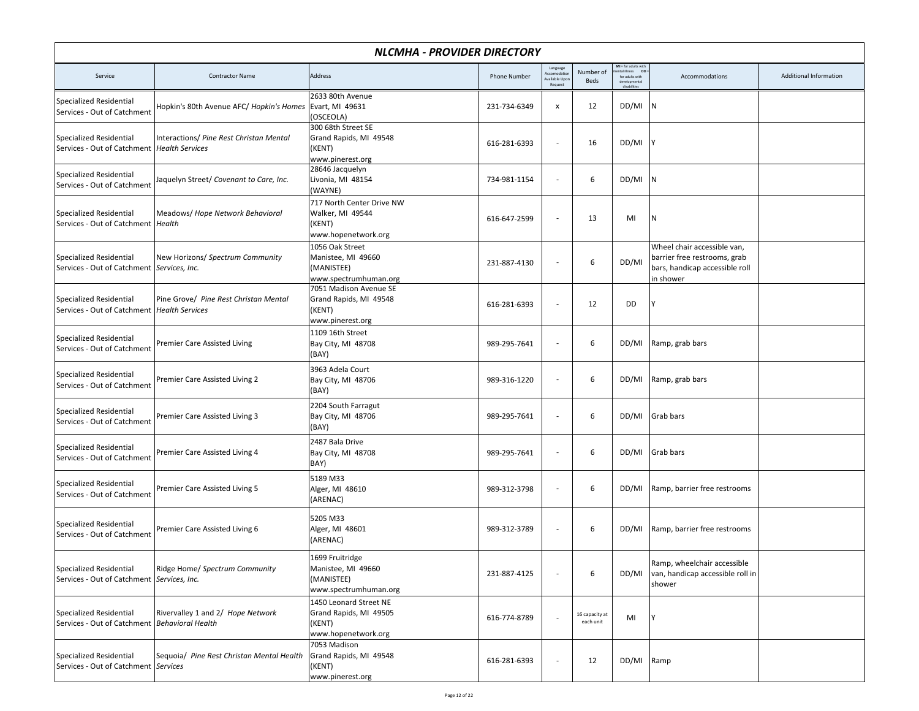# NLCMHA - PROVIDER DIRECTORY

| Service | Contractor Name | Address | Phone Number | Language Accomodation Available Upon Request | Number of Beds | MI = for adults with mental illness DD = for adults with developmental disabilities | Accommodations | Additional Information |
|---|---|---|---|---|---|---|---|---|
| Specialized Residential Services - Out of Catchment | Hopkin's 80th Avenue AFC/ *Hopkin's Homes* | 2633 80th Avenue<br>Evart, MI 49631<br>(OSCEOLA) | 231-734-6349 | x | 12 | DD/MI | N | |
| Specialized Residential Services - Out of Catchment | Interactions/ *Pine Rest Christan Mental Health Services* | 300 68th Street SE<br>Grand Rapids, MI 49548<br>(KENT)<br>www.pinerest.org | 616-281-6393 | - | 16 | DD/MI | Y | |
| Specialized Residential Services - Out of Catchment | Jaquelyn Street/ *Covenant to Care, Inc.* | 28646 Jacquelyn<br>Livonia, MI 48154<br>(WAYNE) | 734-981-1154 | - | 6 | DD/MI | N | |
| Specialized Residential Services - Out of Catchment | Meadows/ *Hope Network Behavioral Health* | 717 North Center Drive NW<br>Walker, MI 49544<br>(KENT)<br>www.hopenetwork.org | 616-647-2599 | - | 13 | MI | N | |
| Specialized Residential Services - Out of Catchment | New Horizons/ *Spectrum Community Services, Inc.* | 1056 Oak Street<br>Manistee, MI 49660<br>(MANISTEE)<br>www.spectrumhuman.org | 231-887-4130 | - | 6 | DD/MI | Wheel chair accessible van, barrier free restrooms, grab bars, handicap accessible roll in shower | |
| Specialized Residential Services - Out of Catchment | Pine Grove/ *Pine Rest Christan Mental Health Services* | 7051 Madison Avenue SE<br>Grand Rapids, MI 49548<br>(KENT)<br>www.pinerest.org | 616-281-6393 | - | 12 | DD | Y | |
| Specialized Residential Services - Out of Catchment | Premier Care Assisted Living | 1109 16th Street<br>Bay City, MI 48708<br>(BAY) | 989-295-7641 | - | 6 | DD/MI | Ramp, grab bars | |
| Specialized Residential Services - Out of Catchment | Premier Care Assisted Living 2 | 3963 Adela Court<br>Bay City, MI 48706<br>(BAY) | 989-316-1220 | - | 6 | DD/MI | Ramp, grab bars | |
| Specialized Residential Services - Out of Catchment | Premier Care Assisted Living 3 | 2204 South Farragut<br>Bay City, MI 48706<br>(BAY) | 989-295-7641 | - | 6 | DD/MI | Grab bars | |
| Specialized Residential Services - Out of Catchment | Premier Care Assisted Living 4 | 2487 Bala Drive<br>Bay City, MI 48708<br>BAY) | 989-295-7641 | - | 6 | DD/MI | Grab bars | |
| Specialized Residential Services - Out of Catchment | Premier Care Assisted Living 5 | 5189 M33<br>Alger, MI 48610<br>(ARENAC) | 989-312-3798 | - | 6 | DD/MI | Ramp, barrier free restrooms | |
| Specialized Residential Services - Out of Catchment | Premier Care Assisted Living 6 | 5205 M33<br>Alger, MI 48601<br>(ARENAC) | 989-312-3789 | - | 6 | DD/MI | Ramp, barrier free restrooms | |
| Specialized Residential Services - Out of Catchment | Ridge Home/ *Spectrum Community Services, Inc.* | 1699 Fruitridge<br>Manistee, MI 49660<br>(MANISTEE)<br>www.spectrumhuman.org | 231-887-4125 | - | 6 | DD/MI | Ramp, wheelchair accessible van, handicap accessible roll in shower | |
| Specialized Residential Services - Out of Catchment | Rivervalley 1 and 2/ *Hope Network Behavioral Health* | 1450 Leonard Street NE<br>Grand Rapids, MI 49505<br>(KENT)<br>www.hopenetwork.org | 616-774-8789 | - | 16 capacity at each unit | MI | Y | |
| Specialized Residential Services - Out of Catchment | Sequoia/ *Pine Rest Christan Mental Health Services* | 7053 Madison<br>Grand Rapids, MI 49548<br>(KENT)<br>www.pinerest.org | 616-281-6393 | - | 12 | DD/MI | Ramp | |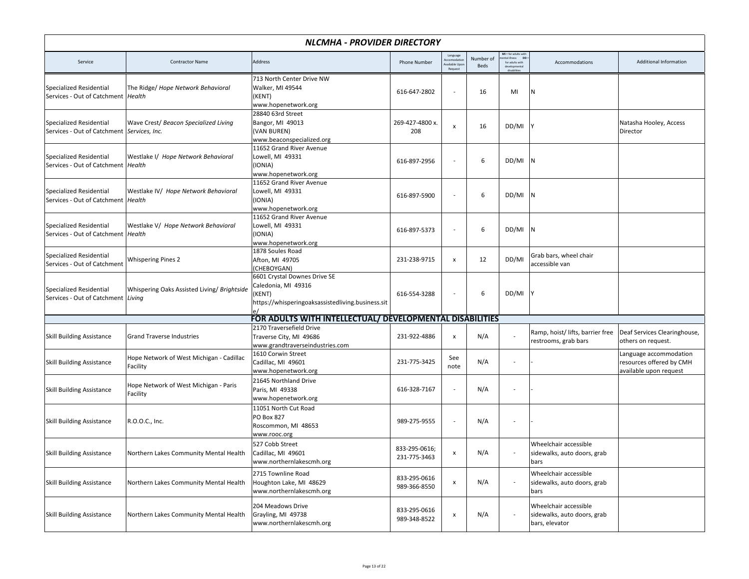# NLCMHA - PROVIDER DIRECTORY

| Service | Contractor Name | Address | Phone Number | Language Accomodation Available Upon Request | Number of Beds | MI = for adults with mental illness DD = for adults with developmental disabilities | Accommodations | Additional Information |
|---|---|---|---|---|---|---|---|---|
| Specialized Residential Services - Out of Catchment | The Ridge/ *Hope Network Behavioral Health* | 713 North Center Drive NW<br>Walker, MI 49544<br>(KENT)<br>www.hopenetwork.org | 616-647-2802 | - | 16 | MI | N | |
| Specialized Residential Services - Out of Catchment | Wave Crest/ *Beacon Specialized Living Services, Inc.* | 28840 63rd Street<br>Bangor, MI 49013<br>(VAN BUREN)<br>www.beaconspecialized.org | 269-427-4800 x. 208 | x | 16 | DD/MI | Y | Natasha Hooley, Access Director |
| Specialized Residential Services - Out of Catchment | Westlake I/ *Hope Network Behavioral Health* | 11652 Grand River Avenue<br>Lowell, MI 49331<br>(IONIA)<br>www.hopenetwork.org | 616-897-2956 | - | 6 | DD/MI | N | |
| Specialized Residential Services - Out of Catchment | Westlake IV/ *Hope Network Behavioral Health* | 11652 Grand River Avenue<br>Lowell, MI 49331<br>(IONIA)<br>www.hopenetwork.org | 616-897-5900 | - | 6 | DD/MI | N | |
| Specialized Residential Services - Out of Catchment | Westlake V/ *Hope Network Behavioral Health* | 11652 Grand River Avenue<br>Lowell, MI 49331<br>(IONIA)<br>www.hopenetwork.org | 616-897-5373 | - | 6 | DD/MI | N | |
| Specialized Residential Services - Out of Catchment | Whispering Pines 2 | 1878 Soules Road<br>Afton, MI 49705<br>(CHEBOYGAN) | 231-238-9715 | x | 12 | DD/MI | Grab bars, wheel chair accessible van | |
| Specialized Residential Services - Out of Catchment | Whispering Oaks Assisted Living/ *Brightside Living* | 6601 Crystal Downes Drive SE<br>Caledonia, MI 49316<br>(KENT)<br>https://whisperingoaksassistedliving.business.site/ | 616-554-3288 | - | 6 | DD/MI | Y | |
| **FOR ADULTS WITH INTELLECTUAL/ DEVELOPMENTAL DISABILITIES** | | | | | | | | |
| Skill Building Assistance | Grand Traverse Industries | 2170 Traversefield Drive<br>Traverse City, MI 49686<br>www.grandtraverseindustries.com | 231-922-4886 | x | N/A | - | Ramp, hoist/ lifts, barrier free restrooms, grab bars | Deaf Services Clearinghouse, others on request. |
| Skill Building Assistance | Hope Network of West Michigan - Cadillac Facility | 1610 Corwin Street<br>Cadillac, MI 49601<br>www.hopenetwork.org | 231-775-3425 | See note | N/A | - | - | Language accommodation resources offered by CMH available upon request |
| Skill Building Assistance | Hope Network of West Michigan - Paris Facility | 21645 Northland Drive<br>Paris, MI 49338<br>www.hopenetwork.org | 616-328-7167 | - | N/A | - | - | |
| Skill Building Assistance | R.O.O.C., Inc. | 11051 North Cut Road<br>PO Box 827<br>Roscommon, MI 48653<br>www.rooc.org | 989-275-9555 | - | N/A | - | - | |
| Skill Building Assistance | Northern Lakes Community Mental Health | 527 Cobb Street<br>Cadillac, MI 49601<br>www.northernlakescmh.org | 833-295-0616; 231-775-3463 | x | N/A | - | Wheelchair accessible sidewalks, auto doors, grab bars | |
| Skill Building Assistance | Northern Lakes Community Mental Health | 2715 Townline Road<br>Houghton Lake, MI 48629<br>www.northernlakescmh.org | 833-295-0616<br>989-366-8550 | x | N/A | - | Wheelchair accessible sidewalks, auto doors, grab bars | |
| Skill Building Assistance | Northern Lakes Community Mental Health | 204 Meadows Drive<br>Grayling, MI 49738<br>www.northernlakescmh.org | 833-295-0616<br>989-348-8522 | x | N/A | - | Wheelchair accessible sidewalks, auto doors, grab bars, elevator | |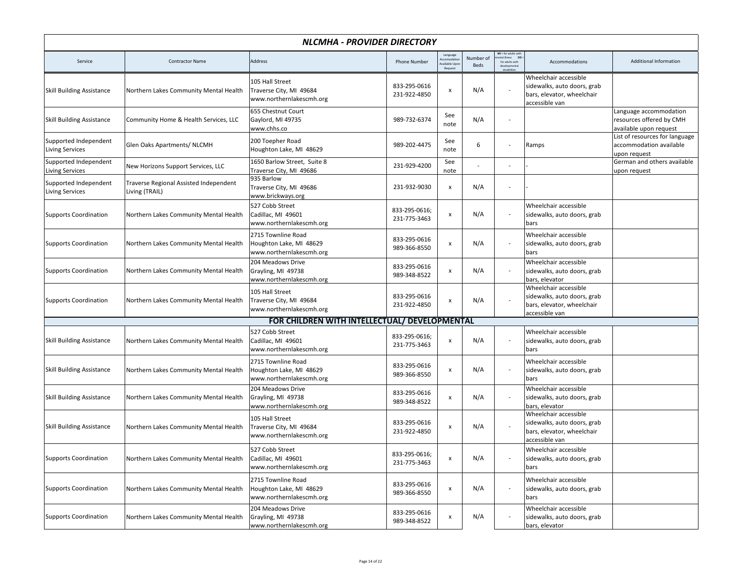# NLCMHA - PROVIDER DIRECTORY

| Service | Contractor Name | Address | Phone Number | Language Accomodation Available Upon Request | Number of Beds | MI = for adults with mental illness DD = for adults with developmental disabilities | Accommodations | Additional Information |
|---|---|---|---|---|---|---|---|---|
| Skill Building Assistance | Northern Lakes Community Mental Health | 105 Hall Street<br>Traverse City, MI 49684<br>www.northernlakescmh.org | 833-295-0616<br>231-922-4850 | x | N/A | - | Wheelchair accessible sidewalks, auto doors, grab bars, elevator, wheelchair accessible van | |
| Skill Building Assistance | Community Home & Health Services, LLC | 655 Chestnut Court<br>Gaylord, MI 49735<br>www.chhs.co | 989-732-6374 | See note | N/A | - | | Language accommodation resources offered by CMH available upon request |
| Supported Independent Living Services | Glen Oaks Apartments/ NLCMH | 200 Toepher Road<br>Houghton Lake, MI 48629 | 989-202-4475 | See note | 6 | - | Ramps | List of resources for language accommodation available upon request |
| Supported Independent Living Services | New Horizons Support Services, LLC | 1650 Barlow Street, Suite 8<br>Traverse City, MI 49686 | 231-929-4200 | See note | - | - | - | German and others available upon request |
| Supported Independent Living Services | Traverse Regional Assisted Independent Living (TRAIL) | 935 Barlow<br>Traverse City, MI 49686<br>www.brickways.org | 231-932-9030 | x | N/A | - | - | |
| Supports Coordination | Northern Lakes Community Mental Health | 527 Cobb Street<br>Cadillac, MI 49601<br>www.northernlakescmh.org | 833-295-0616;<br>231-775-3463 | x | N/A | - | Wheelchair accessible sidewalks, auto doors, grab bars | |
| Supports Coordination | Northern Lakes Community Mental Health | 2715 Townline Road<br>Houghton Lake, MI 48629<br>www.northernlakescmh.org | 833-295-0616<br>989-366-8550 | x | N/A | - | Wheelchair accessible sidewalks, auto doors, grab bars | |
| Supports Coordination | Northern Lakes Community Mental Health | 204 Meadows Drive<br>Grayling, MI 49738<br>www.northernlakescmh.org | 833-295-0616<br>989-348-8522 | x | N/A | - | Wheelchair accessible sidewalks, auto doors, grab bars, elevator | |
| Supports Coordination | Northern Lakes Community Mental Health | 105 Hall Street<br>Traverse City, MI 49684<br>www.northernlakescmh.org | 833-295-0616<br>231-922-4850 | x | N/A | - | Wheelchair accessible sidewalks, auto doors, grab bars, elevator, wheelchair accessible van | |
| **FOR CHILDREN WITH INTELLECTUAL/ DEVELOPMENTAL** | | | | | | | | |
| Skill Building Assistance | Northern Lakes Community Mental Health | 527 Cobb Street<br>Cadillac, MI 49601<br>www.northernlakescmh.org | 833-295-0616;<br>231-775-3463 | x | N/A | - | Wheelchair accessible sidewalks, auto doors, grab bars | |
| Skill Building Assistance | Northern Lakes Community Mental Health | 2715 Townline Road<br>Houghton Lake, MI 48629<br>www.northernlakescmh.org | 833-295-0616<br>989-366-8550 | x | N/A | - | Wheelchair accessible sidewalks, auto doors, grab bars | |
| Skill Building Assistance | Northern Lakes Community Mental Health | 204 Meadows Drive<br>Grayling, MI 49738<br>www.northernlakescmh.org | 833-295-0616<br>989-348-8522 | x | N/A | - | Wheelchair accessible sidewalks, auto doors, grab bars, elevator | |
| Skill Building Assistance | Northern Lakes Community Mental Health | 105 Hall Street<br>Traverse City, MI 49684<br>www.northernlakescmh.org | 833-295-0616<br>231-922-4850 | x | N/A | - | Wheelchair accessible sidewalks, auto doors, grab bars, elevator, wheelchair accessible van | |
| Supports Coordination | Northern Lakes Community Mental Health | 527 Cobb Street<br>Cadillac, MI 49601<br>www.northernlakescmh.org | 833-295-0616;<br>231-775-3463 | x | N/A | - | Wheelchair accessible sidewalks, auto doors, grab bars | |
| Supports Coordination | Northern Lakes Community Mental Health | 2715 Townline Road<br>Houghton Lake, MI 48629<br>www.northernlakescmh.org | 833-295-0616<br>989-366-8550 | x | N/A | - | Wheelchair accessible sidewalks, auto doors, grab bars | |
| Supports Coordination | Northern Lakes Community Mental Health | 204 Meadows Drive<br>Grayling, MI 49738<br>www.northernlakescmh.org | 833-295-0616<br>989-348-8522 | x | N/A | - | Wheelchair accessible sidewalks, auto doors, grab bars, elevator | |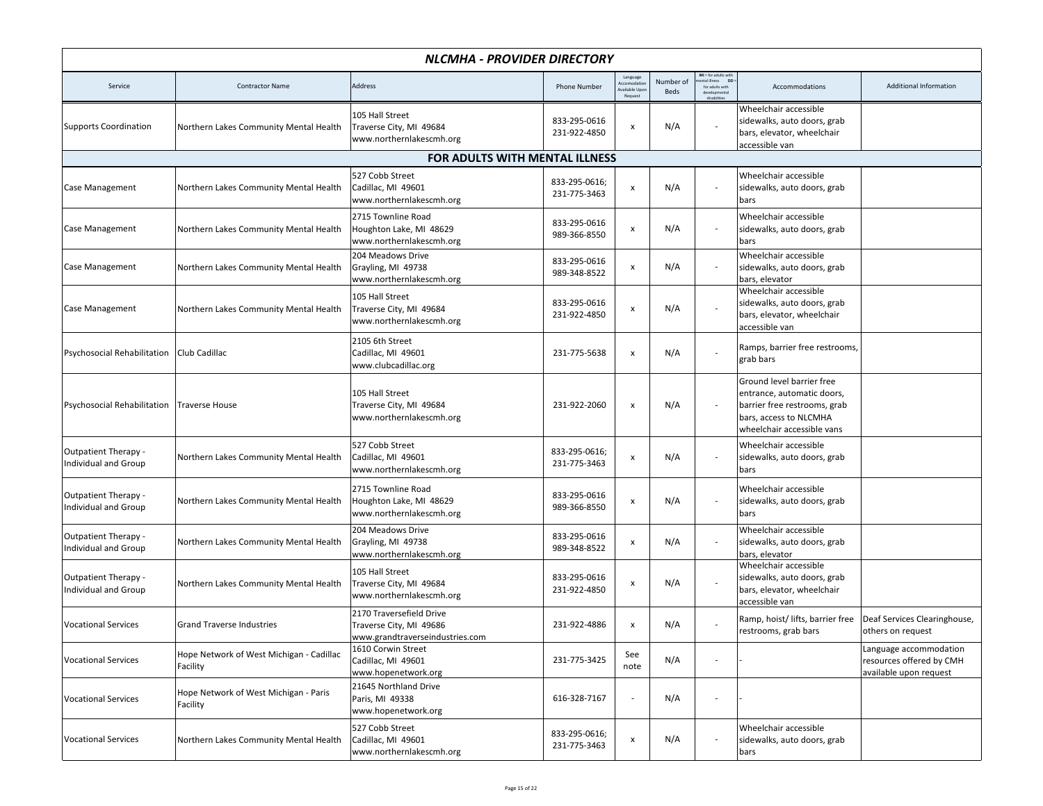## NLCMHA - PROVIDER DIRECTORY

| Service | Contractor Name | Address | Phone Number | Language Accomodation Available Upon Request | Number of Beds | MI = for adults with mental illness DD = for adults with developmental disabilities | Accommodations | Additional Information |
|---|---|---|---|---|---|---|---|---|
| Supports Coordination | Northern Lakes Community Mental Health | 105 Hall Street<br>Traverse City, MI 49684<br>www.northernlakescmh.org | 833-295-0616<br>231-922-4850 | x | N/A | - | Wheelchair accessible sidewalks, auto doors, grab bars, elevator, wheelchair accessible van | |
| **FOR ADULTS WITH MENTAL ILLNESS** | | | | | | | | |
| Case Management | Northern Lakes Community Mental Health | 527 Cobb Street<br>Cadillac, MI 49601<br>www.northernlakescmh.org | 833-295-0616;<br>231-775-3463 | x | N/A | - | Wheelchair accessible sidewalks, auto doors, grab bars | |
| Case Management | Northern Lakes Community Mental Health | 2715 Townline Road<br>Houghton Lake, MI 48629<br>www.northernlakescmh.org | 833-295-0616<br>989-366-8550 | x | N/A | - | Wheelchair accessible sidewalks, auto doors, grab bars | |
| Case Management | Northern Lakes Community Mental Health | 204 Meadows Drive<br>Grayling, MI 49738<br>www.northernlakescmh.org | 833-295-0616<br>989-348-8522 | x | N/A | - | Wheelchair accessible sidewalks, auto doors, grab bars, elevator | |
| Case Management | Northern Lakes Community Mental Health | 105 Hall Street<br>Traverse City, MI 49684<br>www.northernlakescmh.org | 833-295-0616<br>231-922-4850 | x | N/A | - | Wheelchair accessible sidewalks, auto doors, grab bars, elevator, wheelchair accessible van | |
| Psychosocial Rehabilitation | Club Cadillac | 2105 6th Street<br>Cadillac, MI 49601<br>www.clubcadillac.org | 231-775-5638 | x | N/A | - | Ramps, barrier free restrooms, grab bars | |
| Psychosocial Rehabilitation | Traverse House | 105 Hall Street<br>Traverse City, MI 49684<br>www.northernlakescmh.org | 231-922-2060 | x | N/A | - | Ground level barrier free entrance, automatic doors, barrier free restrooms, grab bars, access to NLCMHA wheelchair accessible vans | |
| Outpatient Therapy - Individual and Group | Northern Lakes Community Mental Health | 527 Cobb Street<br>Cadillac, MI 49601<br>www.northernlakescmh.org | 833-295-0616;<br>231-775-3463 | x | N/A | - | Wheelchair accessible sidewalks, auto doors, grab bars | |
| Outpatient Therapy - Individual and Group | Northern Lakes Community Mental Health | 2715 Townline Road<br>Houghton Lake, MI 48629<br>www.northernlakescmh.org | 833-295-0616<br>989-366-8550 | x | N/A | - | Wheelchair accessible sidewalks, auto doors, grab bars | |
| Outpatient Therapy - Individual and Group | Northern Lakes Community Mental Health | 204 Meadows Drive<br>Grayling, MI 49738<br>www.northernlakescmh.org | 833-295-0616<br>989-348-8522 | x | N/A | - | Wheelchair accessible sidewalks, auto doors, grab bars, elevator | |
| Outpatient Therapy - Individual and Group | Northern Lakes Community Mental Health | 105 Hall Street<br>Traverse City, MI 49684<br>www.northernlakescmh.org | 833-295-0616<br>231-922-4850 | x | N/A | - | Wheelchair accessible sidewalks, auto doors, grab bars, elevator, wheelchair accessible van | |
| Vocational Services | Grand Traverse Industries | 2170 Traversefield Drive<br>Traverse City, MI 49686<br>www.grandtraverseindustries.com | 231-922-4886 | x | N/A | - | Ramp, hoist/ lifts, barrier free restrooms, grab bars | Deaf Services Clearinghouse, others on request |
| Vocational Services | Hope Network of West Michigan - Cadillac Facility | 1610 Corwin Street<br>Cadillac, MI 49601<br>www.hopenetwork.org | 231-775-3425 | See note | N/A | - | - | Language accommodation resources offered by CMH available upon request |
| Vocational Services | Hope Network of West Michigan - Paris Facility | 21645 Northland Drive<br>Paris, MI 49338<br>www.hopenetwork.org | 616-328-7167 | - | N/A | - | - | |
| Vocational Services | Northern Lakes Community Mental Health | 527 Cobb Street<br>Cadillac, MI 49601<br>www.northernlakescmh.org | 833-295-0616;<br>231-775-3463 | x | N/A | - | Wheelchair accessible sidewalks, auto doors, grab bars | |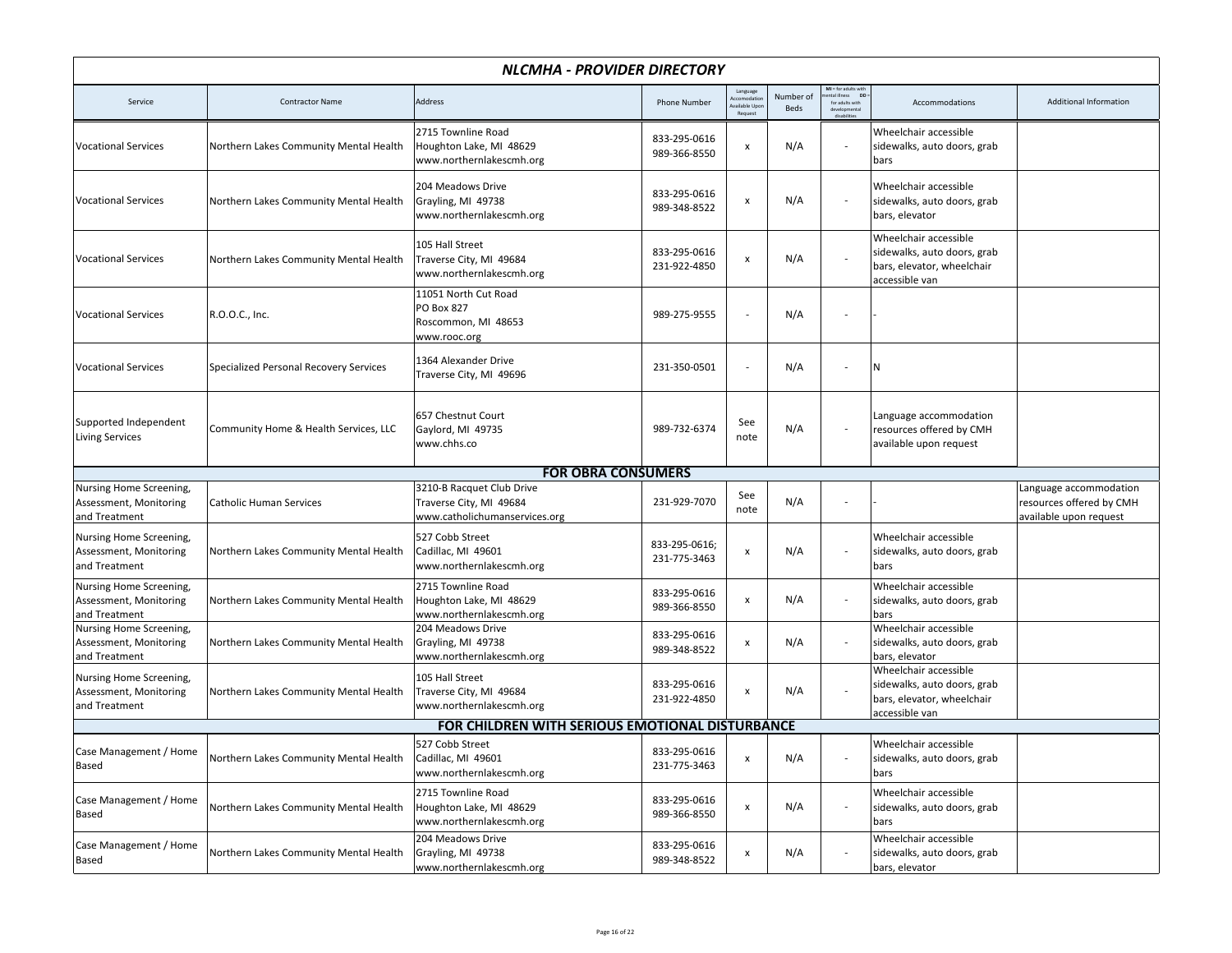## NLCMHA - PROVIDER DIRECTORY

| Service | Contractor Name | Address | Phone Number | Language Accomodation Available Upon Request | Number of Beds | MI = for adults with mental illness DD = for adults with developmental disabilities | Accommodations | Additional Information |
|---|---|---|---|---|---|---|---|---|
| Vocational Services | Northern Lakes Community Mental Health | 2715 Townline Road<br>Houghton Lake, MI 48629<br>www.northernlakescmh.org | 833-295-0616<br>989-366-8550 | x | N/A | - | Wheelchair accessible sidewalks, auto doors, grab bars | |
| Vocational Services | Northern Lakes Community Mental Health | 204 Meadows Drive<br>Grayling, MI 49738<br>www.northernlakescmh.org | 833-295-0616<br>989-348-8522 | x | N/A | - | Wheelchair accessible sidewalks, auto doors, grab bars, elevator | |
| Vocational Services | Northern Lakes Community Mental Health | 105 Hall Street<br>Traverse City, MI 49684<br>www.northernlakescmh.org | 833-295-0616<br>231-922-4850 | x | N/A | - | Wheelchair accessible sidewalks, auto doors, grab bars, elevator, wheelchair accessible van | |
| Vocational Services | R.O.O.C., Inc. | 11051 North Cut Road<br>PO Box 827<br>Roscommon, MI 48653<br>www.rooc.org | 989-275-9555 | - | N/A | - | - | |
| Vocational Services | Specialized Personal Recovery Services | 1364 Alexander Drive<br>Traverse City, MI 49696 | 231-350-0501 | - | N/A | - | N | |
| Supported Independent Living Services | Community Home & Health Services, LLC | 657 Chestnut Court<br>Gaylord, MI 49735<br>www.chhs.co | 989-732-6374 | See note | N/A | - | Language accommodation resources offered by CMH available upon request | |
| **FOR OBRA CONSUMERS** | | | | | | | | |
| Nursing Home Screening, Assessment, Monitoring and Treatment | Catholic Human Services | 3210-B Racquet Club Drive<br>Traverse City, MI 49684<br>www.catholichumanservices.org | 231-929-7070 | See note | N/A | - | - | Language accommodation resources offered by CMH available upon request |
| Nursing Home Screening, Assessment, Monitoring and Treatment | Northern Lakes Community Mental Health | 527 Cobb Street<br>Cadillac, MI 49601<br>www.northernlakescmh.org | 833-295-0616;<br>231-775-3463 | x | N/A | - | Wheelchair accessible sidewalks, auto doors, grab bars | |
| Nursing Home Screening, Assessment, Monitoring and Treatment | Northern Lakes Community Mental Health | 2715 Townline Road<br>Houghton Lake, MI 48629<br>www.northernlakescmh.org | 833-295-0616<br>989-366-8550 | x | N/A | - | Wheelchair accessible sidewalks, auto doors, grab bars | |
| Nursing Home Screening, Assessment, Monitoring and Treatment | Northern Lakes Community Mental Health | 204 Meadows Drive<br>Grayling, MI 49738<br>www.northernlakescmh.org | 833-295-0616<br>989-348-8522 | x | N/A | - | Wheelchair accessible sidewalks, auto doors, grab bars, elevator | |
| Nursing Home Screening, Assessment, Monitoring and Treatment | Northern Lakes Community Mental Health | 105 Hall Street<br>Traverse City, MI 49684<br>www.northernlakescmh.org | 833-295-0616<br>231-922-4850 | x | N/A | - | Wheelchair accessible sidewalks, auto doors, grab bars, elevator, wheelchair accessible van | |
| **FOR CHILDREN WITH SERIOUS EMOTIONAL DISTURBANCE** | | | | | | | | |
| Case Management / Home Based | Northern Lakes Community Mental Health | 527 Cobb Street<br>Cadillac, MI 49601<br>www.northernlakescmh.org | 833-295-0616<br>231-775-3463 | x | N/A | - | Wheelchair accessible sidewalks, auto doors, grab bars | |
| Case Management / Home Based | Northern Lakes Community Mental Health | 2715 Townline Road<br>Houghton Lake, MI 48629<br>www.northernlakescmh.org | 833-295-0616<br>989-366-8550 | x | N/A | - | Wheelchair accessible sidewalks, auto doors, grab bars | |
| Case Management / Home Based | Northern Lakes Community Mental Health | 204 Meadows Drive<br>Grayling, MI 49738<br>www.northernlakescmh.org | 833-295-0616<br>989-348-8522 | x | N/A | - | Wheelchair accessible sidewalks, auto doors, grab bars, elevator | |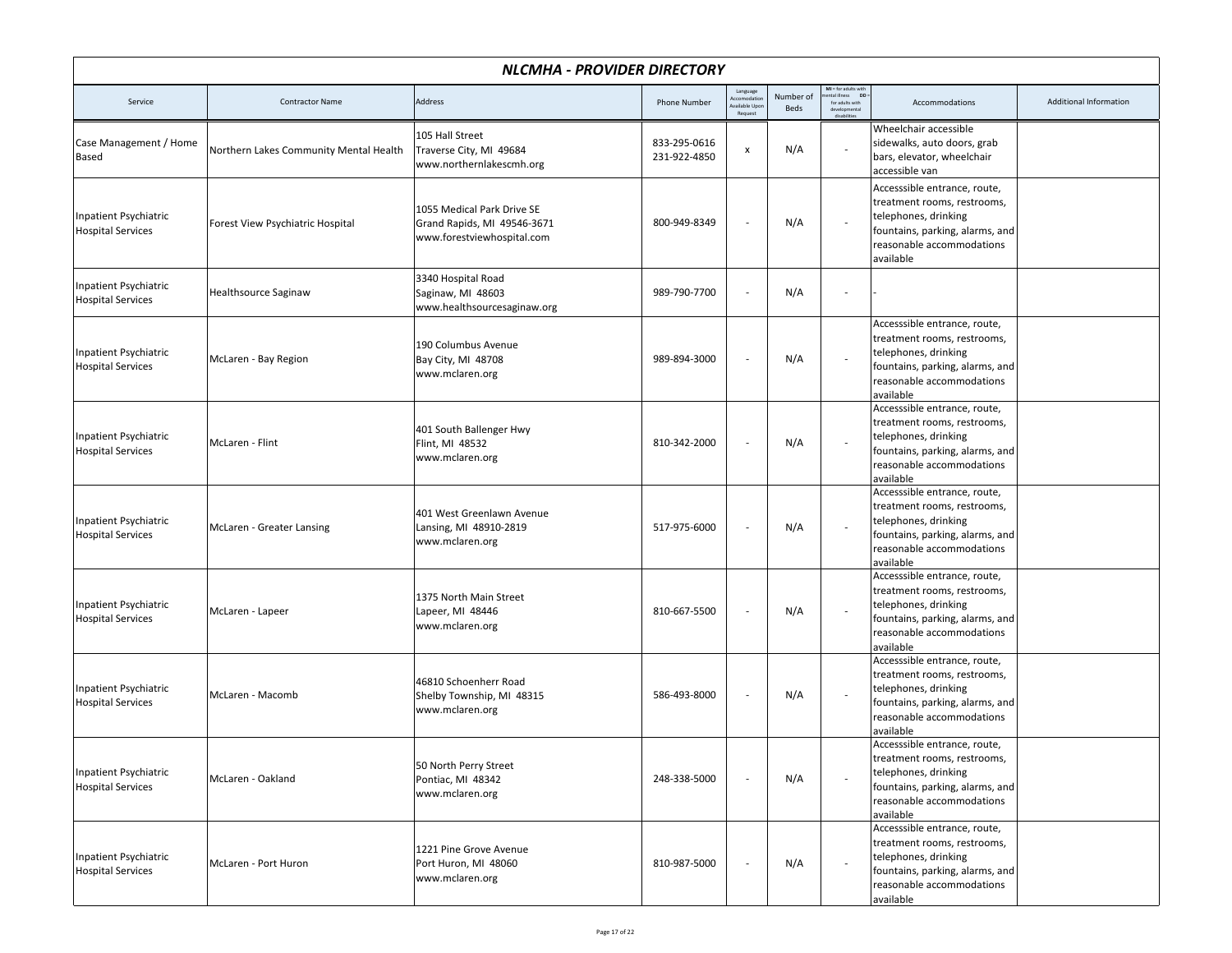# NLCMHA - PROVIDER DIRECTORY

| Service | Contractor Name | Address | Phone Number | Language Accomodation Available Upon Request | Number of Beds | MI = for adults with mental illness DD = for adults with developmental disabilities | Accommodations | Additional Information |
|---|---|---|---|---|---|---|---|---|
| Case Management / Home Based | Northern Lakes Community Mental Health | 105 Hall Street<br>Traverse City, MI 49684<br>www.northernlakescmh.org | 833-295-0616<br>231-922-4850 | x | N/A | - | Wheelchair accessible sidewalks, auto doors, grab bars, elevator, wheelchair accessible van | |
| Inpatient Psychiatric Hospital Services | Forest View Psychiatric Hospital | 1055 Medical Park Drive SE<br>Grand Rapids, MI 49546-3671<br>www.forestviewhospital.com | 800-949-8349 | - | N/A | - | Accesssible entrance, route, treatment rooms, restrooms, telephones, drinking fountains, parking, alarms, and reasonable accommodations available | |
| Inpatient Psychiatric Hospital Services | Healthsource Saginaw | 3340 Hospital Road<br>Saginaw, MI 48603<br>www.healthsourcesaginaw.org | 989-790-7700 | - | N/A | - | - | |
| Inpatient Psychiatric Hospital Services | McLaren - Bay Region | 190 Columbus Avenue<br>Bay City, MI 48708<br>www.mclaren.org | 989-894-3000 | - | N/A | - | Accesssible entrance, route, treatment rooms, restrooms, telephones, drinking fountains, parking, alarms, and reasonable accommodations available | |
| Inpatient Psychiatric Hospital Services | McLaren - Flint | 401 South Ballenger Hwy<br>Flint, MI 48532<br>www.mclaren.org | 810-342-2000 | - | N/A | - | Accesssible entrance, route, treatment rooms, restrooms, telephones, drinking fountains, parking, alarms, and reasonable accommodations available | |
| Inpatient Psychiatric Hospital Services | McLaren - Greater Lansing | 401 West Greenlawn Avenue<br>Lansing, MI 48910-2819<br>www.mclaren.org | 517-975-6000 | - | N/A | - | Accesssible entrance, route, treatment rooms, restrooms, telephones, drinking fountains, parking, alarms, and reasonable accommodations available | |
| Inpatient Psychiatric Hospital Services | McLaren - Lapeer | 1375 North Main Street<br>Lapeer, MI 48446<br>www.mclaren.org | 810-667-5500 | - | N/A | - | Accesssible entrance, route, treatment rooms, restrooms, telephones, drinking fountains, parking, alarms, and reasonable accommodations available | |
| Inpatient Psychiatric Hospital Services | McLaren - Macomb | 46810 Schoenherr Road<br>Shelby Township, MI 48315<br>www.mclaren.org | 586-493-8000 | - | N/A | - | Accesssible entrance, route, treatment rooms, restrooms, telephones, drinking fountains, parking, alarms, and reasonable accommodations available | |
| Inpatient Psychiatric Hospital Services | McLaren - Oakland | 50 North Perry Street<br>Pontiac, MI 48342<br>www.mclaren.org | 248-338-5000 | - | N/A | - | Accesssible entrance, route, treatment rooms, restrooms, telephones, drinking fountains, parking, alarms, and reasonable accommodations available | |
| Inpatient Psychiatric Hospital Services | McLaren - Port Huron | 1221 Pine Grove Avenue<br>Port Huron, MI 48060<br>www.mclaren.org | 810-987-5000 | - | N/A | - | Accesssible entrance, route, treatment rooms, restrooms, telephones, drinking fountains, parking, alarms, and reasonable accommodations available | |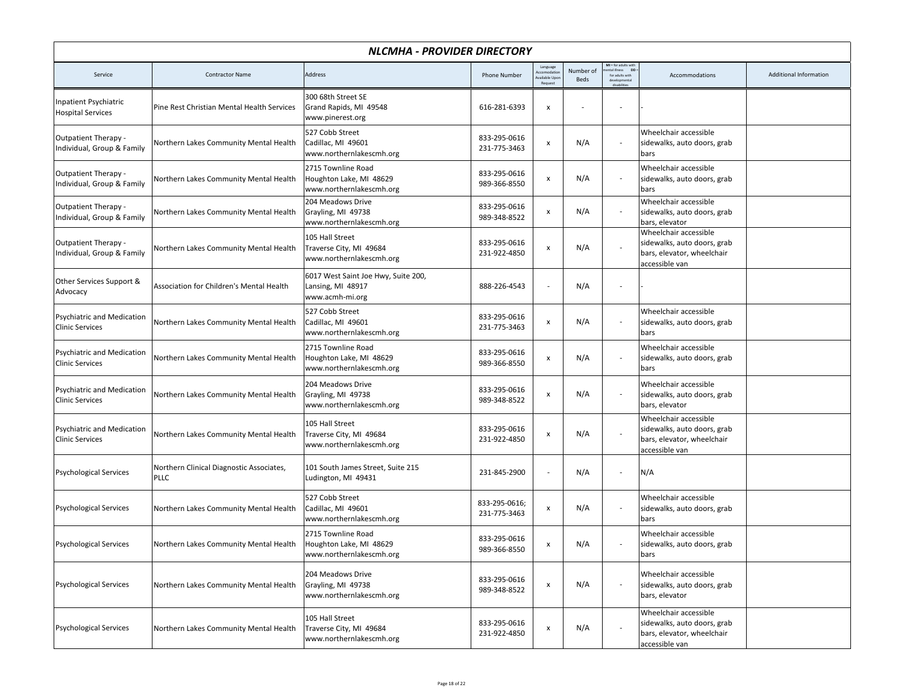# NLCMHA - PROVIDER DIRECTORY

| Service | Contractor Name | Address | Phone Number | Language Accomodation Available Upon Request | Number of Beds | MI = for adults with mental illness DD = for adults with developmental disabilities | Accommodations | Additional Information |
|---|---|---|---|---|---|---|---|---|
| Inpatient Psychiatric Hospital Services | Pine Rest Christian Mental Health Services | 300 68th Street SE<br>Grand Rapids, MI 49548<br>www.pinerest.org | 616-281-6393 | x | - | - | - | |
| Outpatient Therapy - Individual, Group & Family | Northern Lakes Community Mental Health | 527 Cobb Street<br>Cadillac, MI 49601<br>www.northernlakescmh.org | 833-295-0616<br>231-775-3463 | x | N/A | - | Wheelchair accessible sidewalks, auto doors, grab bars | |
| Outpatient Therapy - Individual, Group & Family | Northern Lakes Community Mental Health | 2715 Townline Road<br>Houghton Lake, MI 48629<br>www.northernlakescmh.org | 833-295-0616<br>989-366-8550 | x | N/A | - | Wheelchair accessible sidewalks, auto doors, grab bars | |
| Outpatient Therapy - Individual, Group & Family | Northern Lakes Community Mental Health | 204 Meadows Drive<br>Grayling, MI 49738<br>www.northernlakescmh.org | 833-295-0616<br>989-348-8522 | x | N/A | - | Wheelchair accessible sidewalks, auto doors, grab bars, elevator | |
| Outpatient Therapy - Individual, Group & Family | Northern Lakes Community Mental Health | 105 Hall Street<br>Traverse City, MI 49684<br>www.northernlakescmh.org | 833-295-0616<br>231-922-4850 | x | N/A | - | Wheelchair accessible sidewalks, auto doors, grab bars, elevator, wheelchair accessible van | |
| Other Services Support & Advocacy | Association for Children's Mental Health | 6017 West Saint Joe Hwy, Suite 200,<br>Lansing, MI 48917<br>www.acmh-mi.org | 888-226-4543 | - | N/A | - | - | |
| Psychiatric and Medication Clinic Services | Northern Lakes Community Mental Health | 527 Cobb Street<br>Cadillac, MI 49601<br>www.northernlakescmh.org | 833-295-0616<br>231-775-3463 | x | N/A | - | Wheelchair accessible sidewalks, auto doors, grab bars | |
| Psychiatric and Medication Clinic Services | Northern Lakes Community Mental Health | 2715 Townline Road<br>Houghton Lake, MI 48629<br>www.northernlakescmh.org | 833-295-0616<br>989-366-8550 | x | N/A | - | Wheelchair accessible sidewalks, auto doors, grab bars | |
| Psychiatric and Medication Clinic Services | Northern Lakes Community Mental Health | 204 Meadows Drive<br>Grayling, MI 49738<br>www.northernlakescmh.org | 833-295-0616<br>989-348-8522 | x | N/A | - | Wheelchair accessible sidewalks, auto doors, grab bars, elevator | |
| Psychiatric and Medication Clinic Services | Northern Lakes Community Mental Health | 105 Hall Street<br>Traverse City, MI 49684<br>www.northernlakescmh.org | 833-295-0616<br>231-922-4850 | x | N/A | - | Wheelchair accessible sidewalks, auto doors, grab bars, elevator, wheelchair accessible van | |
| Psychological Services | Northern Clinical Diagnostic Associates, PLLC | 101 South James Street, Suite 215<br>Ludington, MI 49431 | 231-845-2900 | - | N/A | - | N/A | |
| Psychological Services | Northern Lakes Community Mental Health | 527 Cobb Street<br>Cadillac, MI 49601<br>www.northernlakescmh.org | 833-295-0616;<br>231-775-3463 | x | N/A | - | Wheelchair accessible sidewalks, auto doors, grab bars | |
| Psychological Services | Northern Lakes Community Mental Health | 2715 Townline Road<br>Houghton Lake, MI 48629<br>www.northernlakescmh.org | 833-295-0616<br>989-366-8550 | x | N/A | - | Wheelchair accessible sidewalks, auto doors, grab bars | |
| Psychological Services | Northern Lakes Community Mental Health | 204 Meadows Drive<br>Grayling, MI 49738<br>www.northernlakescmh.org | 833-295-0616<br>989-348-8522 | x | N/A | - | Wheelchair accessible sidewalks, auto doors, grab bars, elevator | |
| Psychological Services | Northern Lakes Community Mental Health | 105 Hall Street<br>Traverse City, MI 49684<br>www.northernlakescmh.org | 833-295-0616<br>231-922-4850 | x | N/A | - | Wheelchair accessible sidewalks, auto doors, grab bars, elevator, wheelchair accessible van | |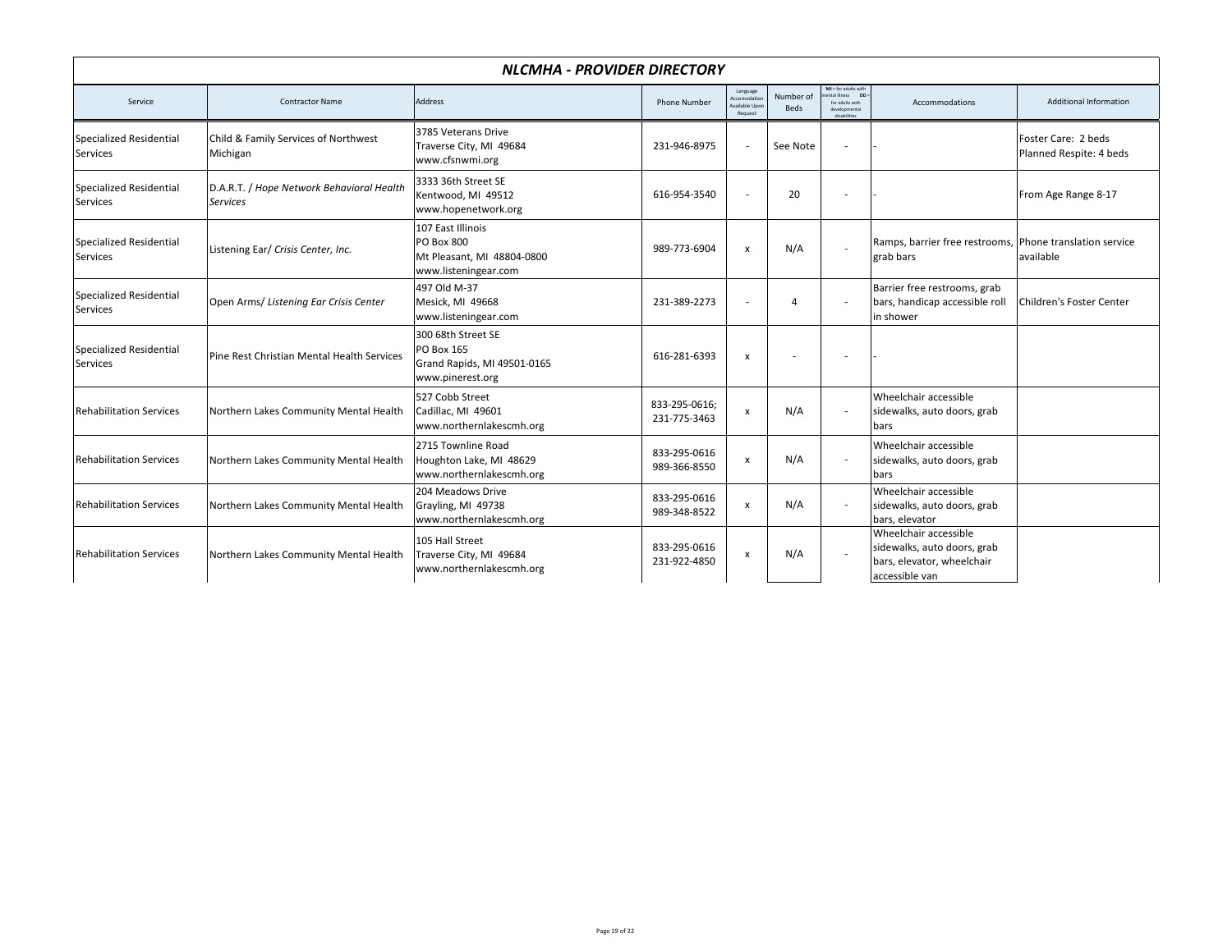## *NLCMHA - PROVIDER DIRECTORY*

| Service | Contractor Name | Address | Phone Number | Language Accomodation Available Upon Request | Number of Beds | MI = for adults with mental illness DD = for adults with developmental disabilities | Accommodations | Additional Information |
|---|---|---|---|---|---|---|---|---|
| Specialized Residential Services | Child & Family Services of Northwest Michigan | 3785 Veterans Drive<br>Traverse City, MI 49684<br>www.cfsnwmi.org | 231-946-8975 | - | See Note | - | - | Foster Care: 2 beds<br>Planned Respite: 4 beds |
| Specialized Residential Services | D.A.R.T. / *Hope Network Behavioral Health Services* | 3333 36th Street SE<br>Kentwood, MI 49512<br>www.hopenetwork.org | 616-954-3540 | - | 20 | - | - | From Age Range 8-17 |
| Specialized Residential Services | Listening Ear/ *Crisis Center, Inc.* | 107 East Illinois<br>PO Box 800<br>Mt Pleasant, MI 48804-0800<br>www.listeningear.com | 989-773-6904 | x | N/A | - | Ramps, barrier free restrooms, grab bars | Phone translation service available |
| Specialized Residential Services | Open Arms/ *Listening Ear Crisis Center* | 497 Old M-37<br>Mesick, MI 49668<br>www.listeningear.com | 231-389-2273 | - | 4 | - | Barrier free restrooms, grab bars, handicap accessible roll in shower | Children's Foster Center |
| Specialized Residential Services | Pine Rest Christian Mental Health Services | 300 68th Street SE<br>PO Box 165<br>Grand Rapids, MI 49501-0165<br>www.pinerest.org | 616-281-6393 | x | - | - | - | |
| Rehabilitation Services | Northern Lakes Community Mental Health | 527 Cobb Street<br>Cadillac, MI 49601<br>www.northernlakescmh.org | 833-295-0616;<br>231-775-3463 | x | N/A | - | Wheelchair accessible sidewalks, auto doors, grab bars | |
| Rehabilitation Services | Northern Lakes Community Mental Health | 2715 Townline Road<br>Houghton Lake, MI 48629<br>www.northernlakescmh.org | 833-295-0616<br>989-366-8550 | x | N/A | - | Wheelchair accessible sidewalks, auto doors, grab bars | |
| Rehabilitation Services | Northern Lakes Community Mental Health | 204 Meadows Drive<br>Grayling, MI 49738<br>www.northernlakescmh.org | 833-295-0616<br>989-348-8522 | x | N/A | - | Wheelchair accessible sidewalks, auto doors, grab bars, elevator | |
| Rehabilitation Services | Northern Lakes Community Mental Health | 105 Hall Street<br>Traverse City, MI 49684<br>www.northernlakescmh.org | 833-295-0616<br>231-922-4850 | x | N/A | - | Wheelchair accessible sidewalks, auto doors, grab bars, elevator, wheelchair accessible van | |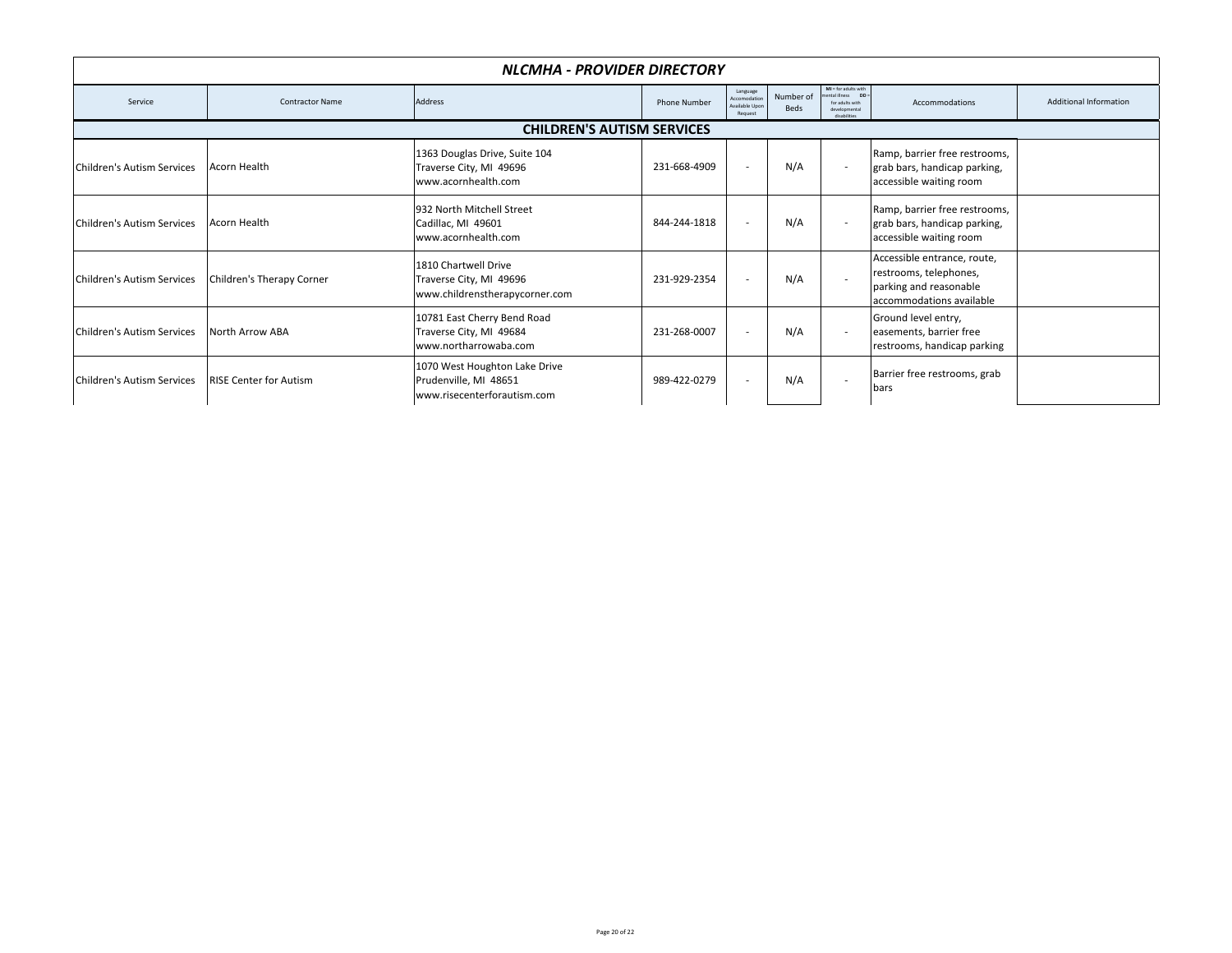# NLCMHA - PROVIDER DIRECTORY

| Service | Contractor Name | Address | Phone Number | Language Accomodation Available Upon Request | Number of Beds | MI = for adults with mental illness DD = for adults with developmental disabilities | Accommodations | Additional Information |
|---|---|---|---|---|---|---|---|---|
| **CHILDREN'S AUTISM SERVICES** | | | | | | | | |
| Children's Autism Services | Acorn Health | 1363 Douglas Drive, Suite 104<br>Traverse City, MI 49696<br>www.acornhealth.com | 231-668-4909 | - | N/A | - | Ramp, barrier free restrooms, grab bars, handicap parking, accessible waiting room | |
| Children's Autism Services | Acorn Health | 932 North Mitchell Street<br>Cadillac, MI 49601<br>www.acornhealth.com | 844-244-1818 | - | N/A | - | Ramp, barrier free restrooms, grab bars, handicap parking, accessible waiting room | |
| Children's Autism Services | Children's Therapy Corner | 1810 Chartwell Drive<br>Traverse City, MI 49696<br>www.childrenstherapycorner.com | 231-929-2354 | - | N/A | - | Accessible entrance, route, restrooms, telephones, parking and reasonable accommodations available | |
| Children's Autism Services | North Arrow ABA | 10781 East Cherry Bend Road<br>Traverse City, MI 49684<br>www.northarrowaba.com | 231-268-0007 | - | N/A | - | Ground level entry, easements, barrier free restrooms, handicap parking | |
| Children's Autism Services | RISE Center for Autism | 1070 West Houghton Lake Drive<br>Prudenville, MI 48651<br>www.risecenterforautism.com | 989-422-0279 | - | N/A | - | Barrier free restrooms, grab bars | |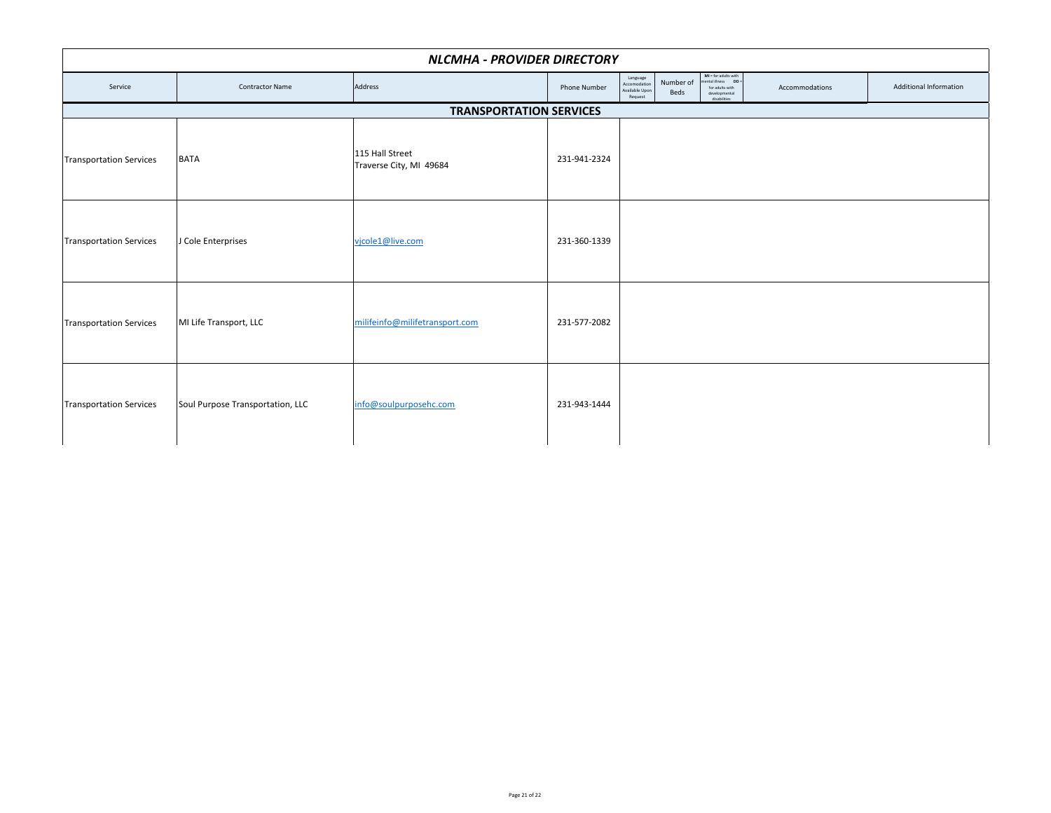# *NLCMHA - PROVIDER DIRECTORY*

| Service | Contractor Name | Address | Phone Number | Language Accomodation Available Upon Request | Number of Beds | MI = for adults with mental illness DD = for adults with developmental disabilities | Accommodations | Additional Information |
|---|---|---|---|---|---|---|---|---|
| **TRANSPORTATION SERVICES** | | | | | | | | |
| Transportation Services | BATA | 115 Hall Street<br>Traverse City, MI 49684 | 231-941-2324 | | | | | |
| Transportation Services | J Cole Enterprises | vjcole1@live.com | 231-360-1339 | | | | | |
| Transportation Services | MI Life Transport, LLC | milifeinfo@milifetransport.com | 231-577-2082 | | | | | |
| Transportation Services | Soul Purpose Transportation, LLC | info@soulpurposehc.com | 231-943-1444 | | | | | |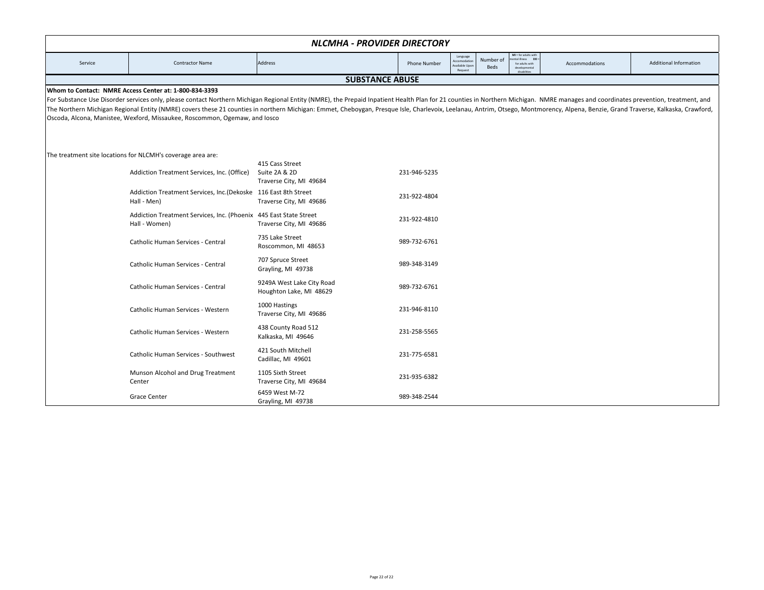## NLCMHA - PROVIDER DIRECTORY

| Service | Contractor Name | Address | Phone Number | Language Accomodation Available Upon Request | Number of Beds | MI = for adults with mental illness DD = for adults with developmental disabilities | Accommodations | Additional Information |
|---|---|---|---|---|---|---|---|---|

### SUBSTANCE ABUSE

**Whom to Contact: NMRE Access Center at: 1-800-834-3393**

For Substance Use Disorder services only, please contact Northern Michigan Regional Entity (NMRE), the Prepaid Inpatient Health Plan for 21 counties in Northern Michigan. NMRE manages and coordinates prevention, treatment, and
The Northern Michigan Regional Entity (NMRE) covers these 21 counties in northern Michigan: Emmet, Cheboygan, Presque Isle, Charlevoix, Leelanau, Antrim, Otsego, Montmorency, Alpena, Benzie, Grand Traverse, Kalkaska, Crawford, Oscoda, Alcona, Manistee, Wexford, Missaukee, Roscommon, Ogemaw, and Iosco

The treatment site locations for NLCMH's coverage area are:

| Contractor Name | Address | Phone Number |
|---|---|---|
| Addiction Treatment Services, Inc. (Office) | 415 Cass Street<br>Suite 2A & 2D<br>Traverse City, MI 49684 | 231-946-5235 |
| Addiction Treatment Services, Inc.(Dekoske Hall - Men) | 116 East 8th Street<br>Traverse City, MI 49686 | 231-922-4804 |
| Addiction Treatment Services, Inc. (Phoenix Hall - Women) | 445 East State Street<br>Traverse City, MI 49686 | 231-922-4810 |
| Catholic Human Services - Central | 735 Lake Street<br>Roscommon, MI 48653 | 989-732-6761 |
| Catholic Human Services - Central | 707 Spruce Street<br>Grayling, MI 49738 | 989-348-3149 |
| Catholic Human Services - Central | 9249A West Lake City Road<br>Houghton Lake, MI 48629 | 989-732-6761 |
| Catholic Human Services - Western | 1000 Hastings<br>Traverse City, MI 49686 | 231-946-8110 |
| Catholic Human Services - Western | 438 County Road 512<br>Kalkaska, MI 49646 | 231-258-5565 |
| Catholic Human Services - Southwest | 421 South Mitchell<br>Cadillac, MI 49601 | 231-775-6581 |
| Munson Alcohol and Drug Treatment Center | 1105 Sixth Street<br>Traverse City, MI 49684 | 231-935-6382 |
| Grace Center | 6459 West M-72<br>Grayling, MI 49738 | 989-348-2544 |